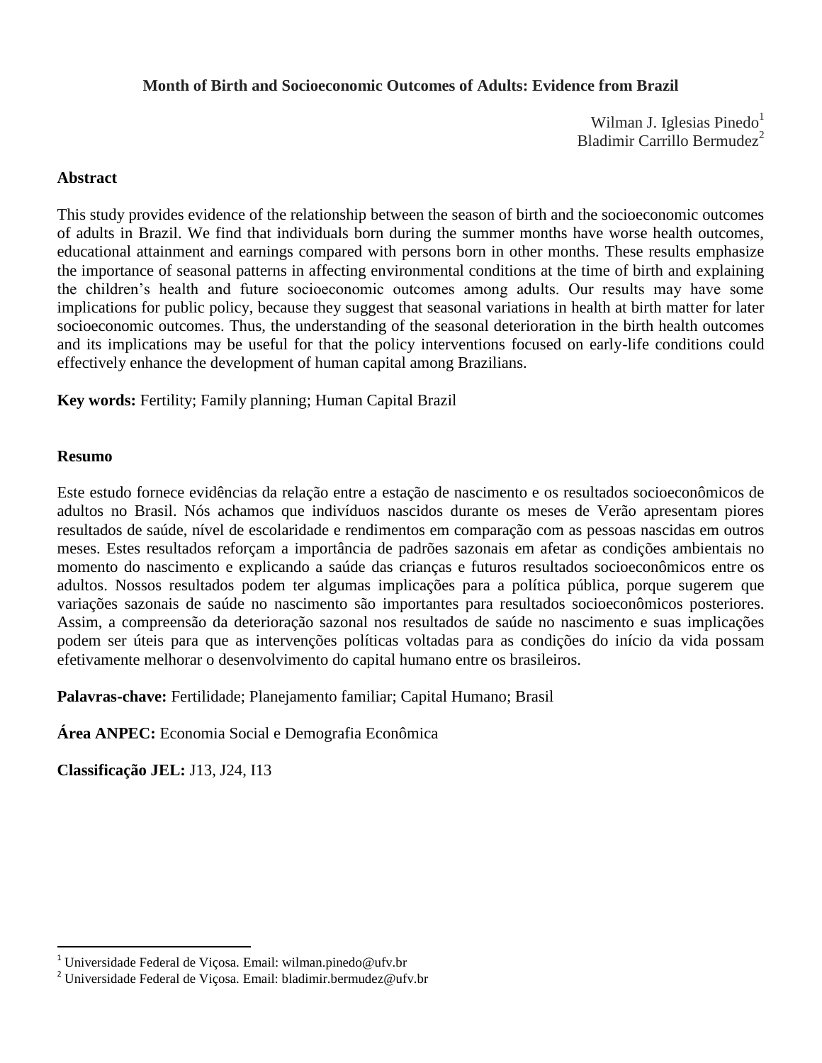# Month of Birth and Socioeconomic Outcomes of Adults: Evidence from Brazil

Wilman J. Iglesias Pinedo[1]
Bladimir Carrillo Bermudez[2]

## Abstract

This study provides evidence of the relationship between the season of birth and the socioeconomic outcomes of adults in Brazil. We find that individuals born during the summer months have worse health outcomes, educational attainment and earnings compared with persons born in other months. These results emphasize the importance of seasonal patterns in affecting environmental conditions at the time of birth and explaining the children's health and future socioeconomic outcomes among adults. Our results may have some implications for public policy, because they suggest that seasonal variations in health at birth matter for later socioeconomic outcomes. Thus, the understanding of the seasonal deterioration in the birth health outcomes and its implications may be useful for that the policy interventions focused on early-life conditions could effectively enhance the development of human capital among Brazilians.

**Key words:** Fertility; Family planning; Human Capital Brazil

## Resumo

Este estudo fornece evidências da relação entre a estação de nascimento e os resultados socioeconômicos de adultos no Brasil. Nós achamos que indivíduos nascidos durante os meses de Verão apresentam piores resultados de saúde, nível de escolaridade e rendimentos em comparação com as pessoas nascidas em outros meses. Estes resultados reforçam a importância de padrões sazonais em afetar as condições ambientais no momento do nascimento e explicando a saúde das crianças e futuros resultados socioeconômicos entre os adultos. Nossos resultados podem ter algumas implicações para a política pública, porque sugerem que variações sazonais de saúde no nascimento são importantes para resultados socioeconômicos posteriores. Assim, a compreensão da deterioração sazonal nos resultados de saúde no nascimento e suas implicações podem ser úteis para que as intervenções políticas voltadas para as condições do início da vida possam efetivamente melhorar o desenvolvimento do capital humano entre os brasileiros.

**Palavras-chave:** Fertilidade; Planejamento familiar; Capital Humano; Brasil

**Área ANPEC:** Economia Social e Demografia Econômica

**Classificação JEL:** J13, J24, I13

---

[1] Universidade Federal de Viçosa. Email: wilman.pinedo@ufv.br

[2] Universidade Federal de Viçosa. Email: bladimir.bermudez@ufv.br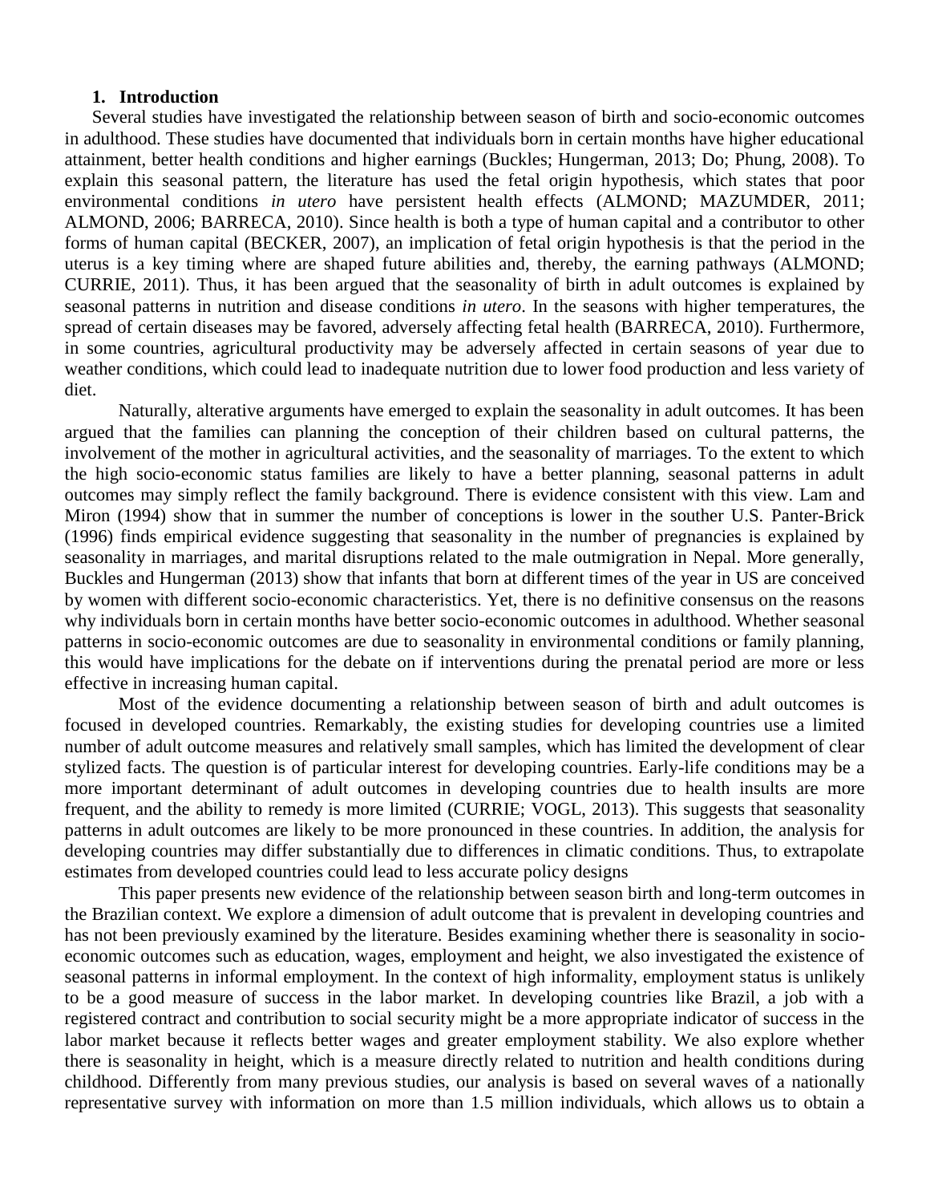## 1. Introduction

Several studies have investigated the relationship between season of birth and socio-economic outcomes in adulthood. These studies have documented that individuals born in certain months have higher educational attainment, better health conditions and higher earnings (Buckles; Hungerman, 2013; Do; Phung, 2008). To explain this seasonal pattern, the literature has used the fetal origin hypothesis, which states that poor environmental conditions *in utero* have persistent health effects (ALMOND; MAZUMDER, 2011; ALMOND, 2006; BARRECA, 2010). Since health is both a type of human capital and a contributor to other forms of human capital (BECKER, 2007), an implication of fetal origin hypothesis is that the period in the uterus is a key timing where are shaped future abilities and, thereby, the earning pathways (ALMOND; CURRIE, 2011). Thus, it has been argued that the seasonality of birth in adult outcomes is explained by seasonal patterns in nutrition and disease conditions *in utero*. In the seasons with higher temperatures, the spread of certain diseases may be favored, adversely affecting fetal health (BARRECA, 2010). Furthermore, in some countries, agricultural productivity may be adversely affected in certain seasons of year due to weather conditions, which could lead to inadequate nutrition due to lower food production and less variety of diet.

Naturally, alterative arguments have emerged to explain the seasonality in adult outcomes. It has been argued that the families can planning the conception of their children based on cultural patterns, the involvement of the mother in agricultural activities, and the seasonality of marriages. To the extent to which the high socio-economic status families are likely to have a better planning, seasonal patterns in adult outcomes may simply reflect the family background. There is evidence consistent with this view. Lam and Miron (1994) show that in summer the number of conceptions is lower in the southern U.S. Panter-Brick (1996) finds empirical evidence suggesting that seasonality in the number of pregnancies is explained by seasonality in marriages, and marital disruptions related to the male outmigration in Nepal. More generally, Buckles and Hungerman (2013) show that infants that born at different times of the year in US are conceived by women with different socio-economic characteristics. Yet, there is no definitive consensus on the reasons why individuals born in certain months have better socio-economic outcomes in adulthood. Whether seasonal patterns in socio-economic outcomes are due to seasonality in environmental conditions or family planning, this would have implications for the debate on if interventions during the prenatal period are more or less effective in increasing human capital.

Most of the evidence documenting a relationship between season of birth and adult outcomes is focused in developed countries. Remarkably, the existing studies for developing countries use a limited number of adult outcome measures and relatively small samples, which has limited the development of clear stylized facts. The question is of particular interest for developing countries. Early-life conditions may be a more important determinant of adult outcomes in developing countries due to health insults are more frequent, and the ability to remedy is more limited (CURRIE; VOGL, 2013). This suggests that seasonality patterns in adult outcomes are likely to be more pronounced in these countries. In addition, the analysis for developing countries may differ substantially due to differences in climatic conditions. Thus, to extrapolate estimates from developed countries could lead to less accurate policy designs

This paper presents new evidence of the relationship between season birth and long-term outcomes in the Brazilian context. We explore a dimension of adult outcome that is prevalent in developing countries and has not been previously examined by the literature. Besides examining whether there is seasonality in socio-economic outcomes such as education, wages, employment and height, we also investigated the existence of seasonal patterns in informal employment. In the context of high informality, employment status is unlikely to be a good measure of success in the labor market. In developing countries like Brazil, a job with a registered contract and contribution to social security might be a more appropriate indicator of success in the labor market because it reflects better wages and greater employment stability. We also explore whether there is seasonality in height, which is a measure directly related to nutrition and health conditions during childhood. Differently from many previous studies, our analysis is based on several waves of a nationally representative survey with information on more than 1.5 million individuals, which allows us to obtain a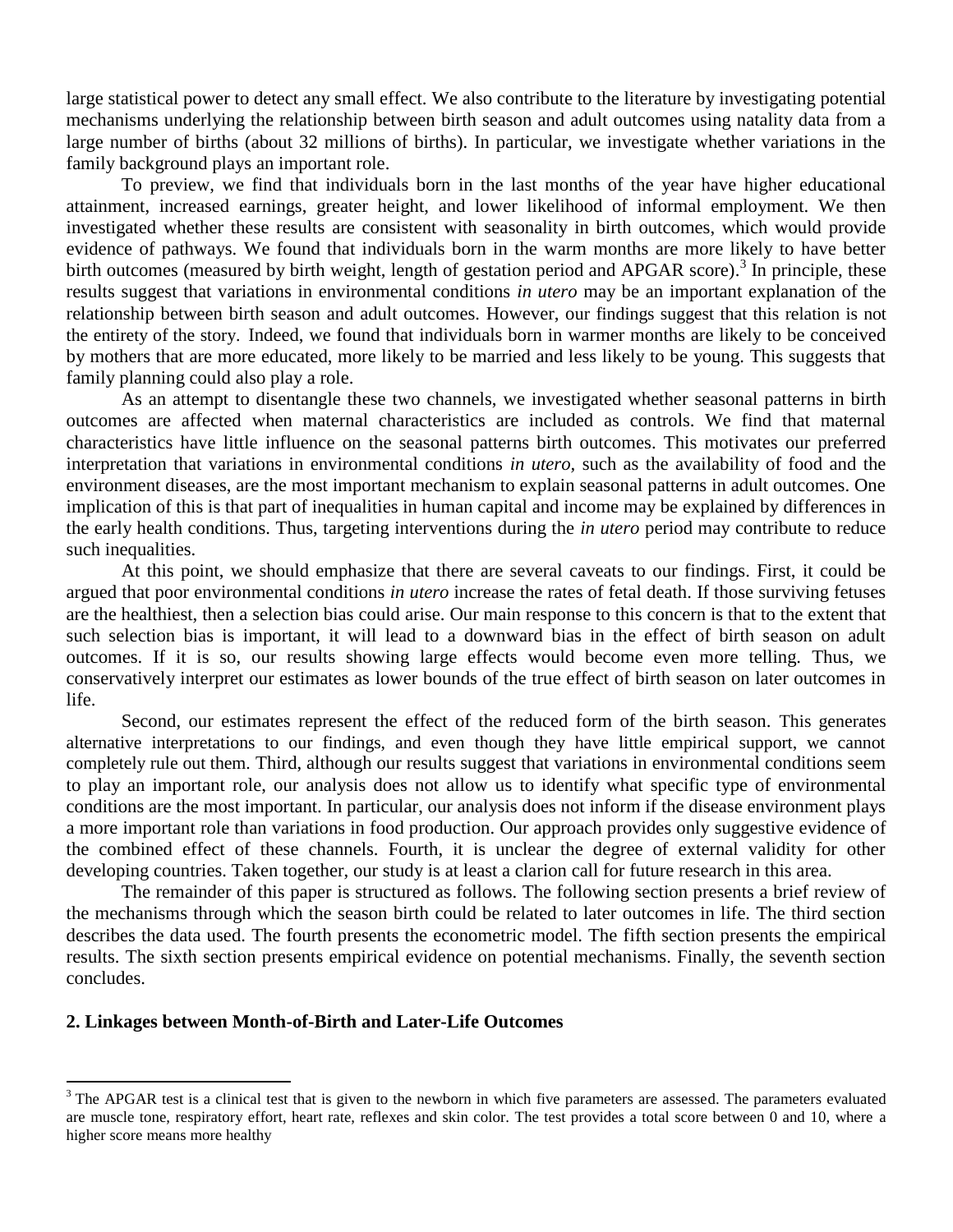large statistical power to detect any small effect. We also contribute to the literature by investigating potential mechanisms underlying the relationship between birth season and adult outcomes using natality data from a large number of births (about 32 millions of births). In particular, we investigate whether variations in the family background plays an important role.

To preview, we find that individuals born in the last months of the year have higher educational attainment, increased earnings, greater height, and lower likelihood of informal employment. We then investigated whether these results are consistent with seasonality in birth outcomes, which would provide evidence of pathways. We found that individuals born in the warm months are more likely to have better birth outcomes (measured by birth weight, length of gestation period and APGAR score).[3] In principle, these results suggest that variations in environmental conditions *in utero* may be an important explanation of the relationship between birth season and adult outcomes. However, our findings suggest that this relation is not the entirety of the story. Indeed, we found that individuals born in warmer months are likely to be conceived by mothers that are more educated, more likely to be married and less likely to be young. This suggests that family planning could also play a role.

As an attempt to disentangle these two channels, we investigated whether seasonal patterns in birth outcomes are affected when maternal characteristics are included as controls. We find that maternal characteristics have little influence on the seasonal patterns birth outcomes. This motivates our preferred interpretation that variations in environmental conditions *in utero*, such as the availability of food and the environment diseases, are the most important mechanism to explain seasonal patterns in adult outcomes. One implication of this is that part of inequalities in human capital and income may be explained by differences in the early health conditions. Thus, targeting interventions during the *in utero* period may contribute to reduce such inequalities.

At this point, we should emphasize that there are several caveats to our findings. First, it could be argued that poor environmental conditions *in utero* increase the rates of fetal death. If those surviving fetuses are the healthiest, then a selection bias could arise. Our main response to this concern is that to the extent that such selection bias is important, it will lead to a downward bias in the effect of birth season on adult outcomes. If it is so, our results showing large effects would become even more telling. Thus, we conservatively interpret our estimates as lower bounds of the true effect of birth season on later outcomes in life.

Second, our estimates represent the effect of the reduced form of the birth season. This generates alternative interpretations to our findings, and even though they have little empirical support, we cannot completely rule out them. Third, although our results suggest that variations in environmental conditions seem to play an important role, our analysis does not allow us to identify what specific type of environmental conditions are the most important. In particular, our analysis does not inform if the disease environment plays a more important role than variations in food production. Our approach provides only suggestive evidence of the combined effect of these channels. Fourth, it is unclear the degree of external validity for other developing countries. Taken together, our study is at least a clarion call for future research in this area.

The remainder of this paper is structured as follows. The following section presents a brief review of the mechanisms through which the season birth could be related to later outcomes in life. The third section describes the data used. The fourth presents the econometric model. The fifth section presents the empirical results. The sixth section presents empirical evidence on potential mechanisms. Finally, the seventh section concludes.

## 2. Linkages between Month-of-Birth and Later-Life Outcomes

[3] The APGAR test is a clinical test that is given to the newborn in which five parameters are assessed. The parameters evaluated are muscle tone, respiratory effort, heart rate, reflexes and skin color. The test provides a total score between 0 and 10, where a higher score means more healthy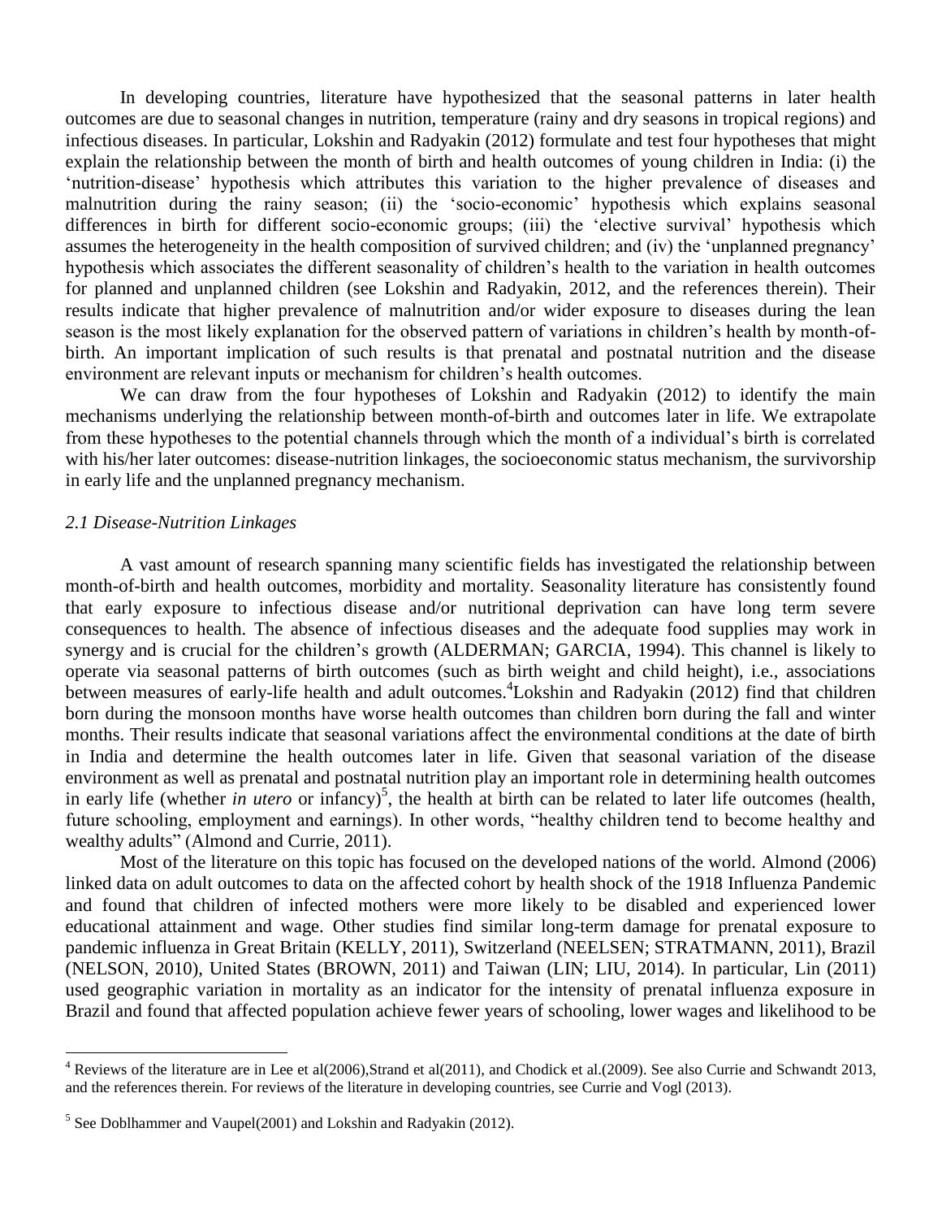In developing countries, literature have hypothesized that the seasonal patterns in later health outcomes are due to seasonal changes in nutrition, temperature (rainy and dry seasons in tropical regions) and infectious diseases. In particular, Lokshin and Radyakin (2012) formulate and test four hypotheses that might explain the relationship between the month of birth and health outcomes of young children in India: (i) the 'nutrition-disease' hypothesis which attributes this variation to the higher prevalence of diseases and malnutrition during the rainy season; (ii) the 'socio-economic' hypothesis which explains seasonal differences in birth for different socio-economic groups; (iii) the 'elective survival' hypothesis which assumes the heterogeneity in the health composition of survived children; and (iv) the 'unplanned pregnancy' hypothesis which associates the different seasonality of children's health to the variation in health outcomes for planned and unplanned children (see Lokshin and Radyakin, 2012, and the references therein). Their results indicate that higher prevalence of malnutrition and/or wider exposure to diseases during the lean season is the most likely explanation for the observed pattern of variations in children's health by month-of-birth. An important implication of such results is that prenatal and postnatal nutrition and the disease environment are relevant inputs or mechanism for children's health outcomes.

We can draw from the four hypotheses of Lokshin and Radyakin (2012) to identify the main mechanisms underlying the relationship between month-of-birth and outcomes later in life. We extrapolate from these hypotheses to the potential channels through which the month of a individual's birth is correlated with his/her later outcomes: disease-nutrition linkages, the socioeconomic status mechanism, the survivorship in early life and the unplanned pregnancy mechanism.

### *2.1 Disease-Nutrition Linkages*

A vast amount of research spanning many scientific fields has investigated the relationship between month-of-birth and health outcomes, morbidity and mortality. Seasonality literature has consistently found that early exposure to infectious disease and/or nutritional deprivation can have long term severe consequences to health. The absence of infectious diseases and the adequate food supplies may work in synergy and is crucial for the children's growth (ALDERMAN; GARCIA, 1994). This channel is likely to operate via seasonal patterns of birth outcomes (such as birth weight and child height), i.e., associations between measures of early-life health and adult outcomes.[4]Lokshin and Radyakin (2012) find that children born during the monsoon months have worse health outcomes than children born during the fall and winter months. Their results indicate that seasonal variations affect the environmental conditions at the date of birth in India and determine the health outcomes later in life. Given that seasonal variation of the disease environment as well as prenatal and postnatal nutrition play an important role in determining health outcomes in early life (whether *in utero* or infancy)[5], the health at birth can be related to later life outcomes (health, future schooling, employment and earnings). In other words, "healthy children tend to become healthy and wealthy adults" (Almond and Currie, 2011).

Most of the literature on this topic has focused on the developed nations of the world. Almond (2006) linked data on adult outcomes to data on the affected cohort by health shock of the 1918 Influenza Pandemic and found that children of infected mothers were more likely to be disabled and experienced lower educational attainment and wage. Other studies find similar long-term damage for prenatal exposure to pandemic influenza in Great Britain (KELLY, 2011), Switzerland (NEELSEN; STRATMANN, 2011), Brazil (NELSON, 2010), United States (BROWN, 2011) and Taiwan (LIN; LIU, 2014). In particular, Lin (2011) used geographic variation in mortality as an indicator for the intensity of prenatal influenza exposure in Brazil and found that affected population achieve fewer years of schooling, lower wages and likelihood to be

---

[4] Reviews of the literature are in Lee et al(2006),Strand et al(2011), and Chodick et al.(2009). See also Currie and Schwandt 2013, and the references therein. For reviews of the literature in developing countries, see Currie and Vogl (2013).

[5] See Doblhammer and Vaupel(2001) and Lokshin and Radyakin (2012).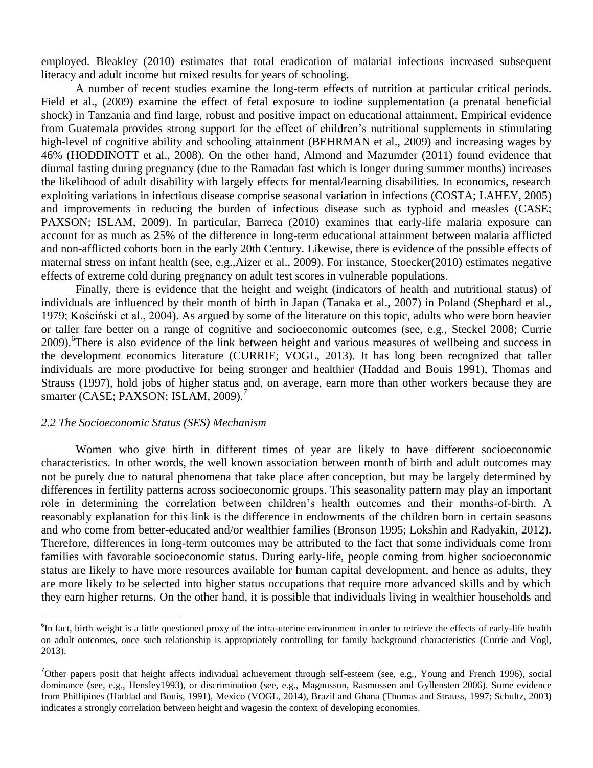employed. Bleakley (2010) estimates that total eradication of malarial infections increased subsequent literacy and adult income but mixed results for years of schooling.

A number of recent studies examine the long-term effects of nutrition at particular critical periods. Field et al., (2009) examine the effect of fetal exposure to iodine supplementation (a prenatal beneficial shock) in Tanzania and find large, robust and positive impact on educational attainment. Empirical evidence from Guatemala provides strong support for the effect of children's nutritional supplements in stimulating high-level of cognitive ability and schooling attainment (BEHRMAN et al., 2009) and increasing wages by 46% (HODDINOTT et al., 2008). On the other hand, Almond and Mazumder (2011) found evidence that diurnal fasting during pregnancy (due to the Ramadan fast which is longer during summer months) increases the likelihood of adult disability with largely effects for mental/learning disabilities. In economics, research exploiting variations in infectious disease comprise seasonal variation in infections (COSTA; LAHEY, 2005) and improvements in reducing the burden of infectious disease such as typhoid and measles (CASE; PAXSON; ISLAM, 2009). In particular, Barreca (2010) examines that early-life malaria exposure can account for as much as 25% of the difference in long-term educational attainment between malaria afflicted and non-afflicted cohorts born in the early 20th Century. Likewise, there is evidence of the possible effects of maternal stress on infant health (see, e.g.,Aizer et al., 2009). For instance, Stoecker(2010) estimates negative effects of extreme cold during pregnancy on adult test scores in vulnerable populations.

Finally, there is evidence that the height and weight (indicators of health and nutritional status) of individuals are influenced by their month of birth in Japan (Tanaka et al., 2007) in Poland (Shephard et al., 1979; Kościński et al., 2004). As argued by some of the literature on this topic, adults who were born heavier or taller fare better on a range of cognitive and socioeconomic outcomes (see, e.g., Steckel 2008; Currie 2009).[6]There is also evidence of the link between height and various measures of wellbeing and success in the development economics literature (CURRIE; VOGL, 2013). It has long been recognized that taller individuals are more productive for being stronger and healthier (Haddad and Bouis 1991), Thomas and Strauss (1997), hold jobs of higher status and, on average, earn more than other workers because they are smarter (CASE; PAXSON; ISLAM, 2009).[7]

### *2.2 The Socioeconomic Status (SES) Mechanism*

Women who give birth in different times of year are likely to have different socioeconomic characteristics. In other words, the well known association between month of birth and adult outcomes may not be purely due to natural phenomena that take place after conception, but may be largely determined by differences in fertility patterns across socioeconomic groups. This seasonality pattern may play an important role in determining the correlation between children's health outcomes and their months-of-birth. A reasonably explanation for this link is the difference in endowments of the children born in certain seasons and who come from better-educated and/or wealthier families (Bronson 1995; Lokshin and Radyakin, 2012). Therefore, differences in long-term outcomes may be attributed to the fact that some individuals come from families with favorable socioeconomic status. During early-life, people coming from higher socioeconomic status are likely to have more resources available for human capital development, and hence as adults, they are more likely to be selected into higher status occupations that require more advanced skills and by which they earn higher returns. On the other hand, it is possible that individuals living in wealthier households and

---

[6]In fact, birth weight is a little questioned proxy of the intra-uterine environment in order to retrieve the effects of early-life health on adult outcomes, once such relationship is appropriately controlling for family background characteristics (Currie and Vogl, 2013).

[7]Other papers posit that height affects individual achievement through self-esteem (see, e.g., Young and French 1996), social dominance (see, e.g., Hensley1993), or discrimination (see, e.g., Magnusson, Rasmussen and Gyllensten 2006). Some evidence from Phillipines (Haddad and Bouis, 1991), Mexico (VOGL, 2014), Brazil and Ghana (Thomas and Strauss, 1997; Schultz, 2003) indicates a strongly correlation between height and wagesin the context of developing economies.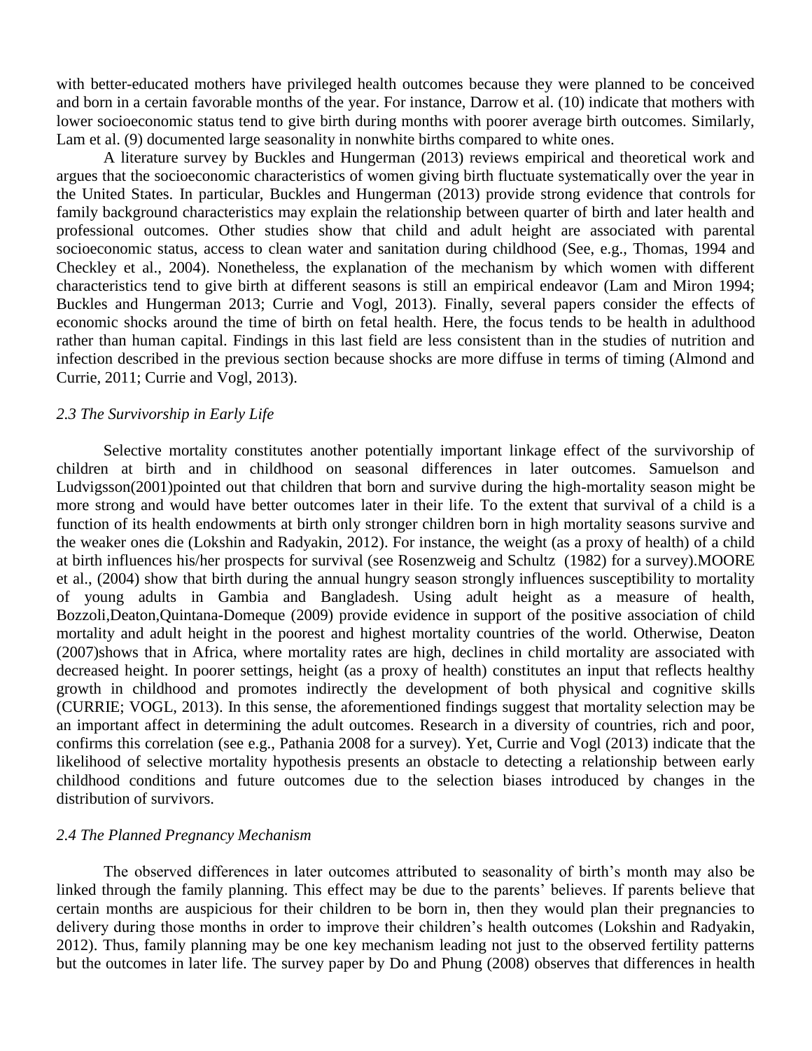with better-educated mothers have privileged health outcomes because they were planned to be conceived and born in a certain favorable months of the year. For instance, Darrow et al. (10) indicate that mothers with lower socioeconomic status tend to give birth during months with poorer average birth outcomes. Similarly, Lam et al. (9) documented large seasonality in nonwhite births compared to white ones.

A literature survey by Buckles and Hungerman (2013) reviews empirical and theoretical work and argues that the socioeconomic characteristics of women giving birth fluctuate systematically over the year in the United States. In particular, Buckles and Hungerman (2013) provide strong evidence that controls for family background characteristics may explain the relationship between quarter of birth and later health and professional outcomes. Other studies show that child and adult height are associated with parental socioeconomic status, access to clean water and sanitation during childhood (See, e.g., Thomas, 1994 and Checkley et al., 2004). Nonetheless, the explanation of the mechanism by which women with different characteristics tend to give birth at different seasons is still an empirical endeavor (Lam and Miron 1994; Buckles and Hungerman 2013; Currie and Vogl, 2013). Finally, several papers consider the effects of economic shocks around the time of birth on fetal health. Here, the focus tends to be health in adulthood rather than human capital. Findings in this last field are less consistent than in the studies of nutrition and infection described in the previous section because shocks are more diffuse in terms of timing (Almond and Currie, 2011; Currie and Vogl, 2013).

### *2.3 The Survivorship in Early Life*

Selective mortality constitutes another potentially important linkage effect of the survivorship of children at birth and in childhood on seasonal differences in later outcomes. Samuelson and Ludvigsson(2001)pointed out that children that born and survive during the high-mortality season might be more strong and would have better outcomes later in their life. To the extent that survival of a child is a function of its health endowments at birth only stronger children born in high mortality seasons survive and the weaker ones die (Lokshin and Radyakin, 2012). For instance, the weight (as a proxy of health) of a child at birth influences his/her prospects for survival (see Rosenzweig and Schultz (1982) for a survey).MOORE et al., (2004) show that birth during the annual hungry season strongly influences susceptibility to mortality of young adults in Gambia and Bangladesh. Using adult height as a measure of health, Bozzoli,Deaton,Quintana-Domeque (2009) provide evidence in support of the positive association of child mortality and adult height in the poorest and highest mortality countries of the world. Otherwise, Deaton (2007)shows that in Africa, where mortality rates are high, declines in child mortality are associated with decreased height. In poorer settings, height (as a proxy of health) constitutes an input that reflects healthy growth in childhood and promotes indirectly the development of both physical and cognitive skills (CURRIE; VOGL, 2013). In this sense, the aforementioned findings suggest that mortality selection may be an important affect in determining the adult outcomes. Research in a diversity of countries, rich and poor, confirms this correlation (see e.g., Pathania 2008 for a survey). Yet, Currie and Vogl (2013) indicate that the likelihood of selective mortality hypothesis presents an obstacle to detecting a relationship between early childhood conditions and future outcomes due to the selection biases introduced by changes in the distribution of survivors.

### *2.4 The Planned Pregnancy Mechanism*

The observed differences in later outcomes attributed to seasonality of birth's month may also be linked through the family planning. This effect may be due to the parents' believes. If parents believe that certain months are auspicious for their children to be born in, then they would plan their pregnancies to delivery during those months in order to improve their children's health outcomes (Lokshin and Radyakin, 2012). Thus, family planning may be one key mechanism leading not just to the observed fertility patterns but the outcomes in later life. The survey paper by Do and Phung (2008) observes that differences in health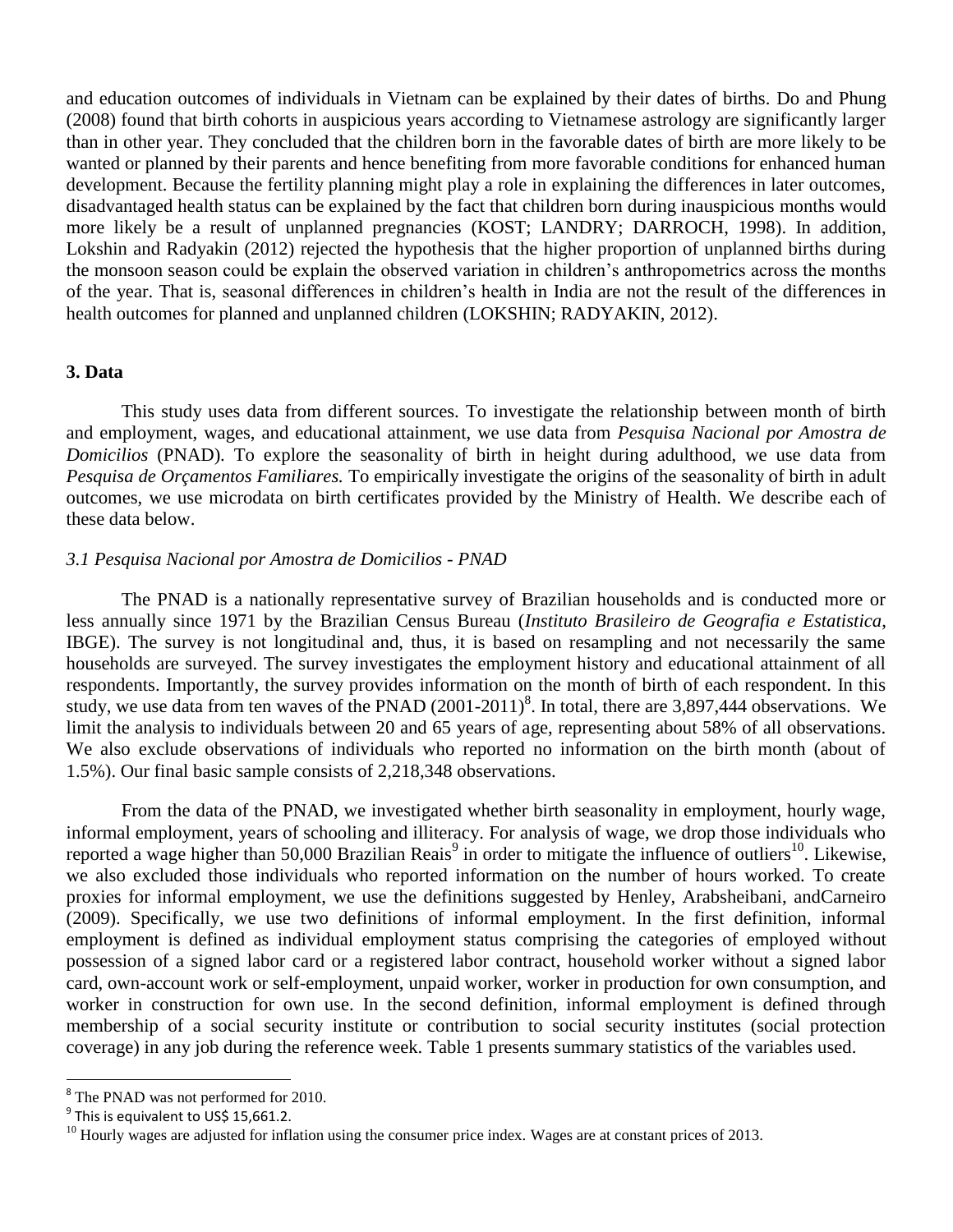and education outcomes of individuals in Vietnam can be explained by their dates of births. Do and Phung (2008) found that birth cohorts in auspicious years according to Vietnamese astrology are significantly larger than in other year. They concluded that the children born in the favorable dates of birth are more likely to be wanted or planned by their parents and hence benefiting from more favorable conditions for enhanced human development. Because the fertility planning might play a role in explaining the differences in later outcomes, disadvantaged health status can be explained by the fact that children born during inauspicious months would more likely be a result of unplanned pregnancies (KOST; LANDRY; DARROCH, 1998). In addition, Lokshin and Radyakin (2012) rejected the hypothesis that the higher proportion of unplanned births during the monsoon season could be explain the observed variation in children's anthropometrics across the months of the year. That is, seasonal differences in children's health in India are not the result of the differences in health outcomes for planned and unplanned children (LOKSHIN; RADYAKIN, 2012).

## 3. Data

This study uses data from different sources. To investigate the relationship between month of birth and employment, wages, and educational attainment, we use data from *Pesquisa Nacional por Amostra de Domicilios* (PNAD). To explore the seasonality of birth in height during adulthood, we use data from *Pesquisa de Orçamentos Familiares.* To empirically investigate the origins of the seasonality of birth in adult outcomes, we use microdata on birth certificates provided by the Ministry of Health. We describe each of these data below.

### *3.1 Pesquisa Nacional por Amostra de Domicilios - PNAD*

The PNAD is a nationally representative survey of Brazilian households and is conducted more or less annually since 1971 by the Brazilian Census Bureau (*Instituto Brasileiro de Geografia e Estatistica*, IBGE). The survey is not longitudinal and, thus, it is based on resampling and not necessarily the same households are surveyed. The survey investigates the employment history and educational attainment of all respondents. Importantly, the survey provides information on the month of birth of each respondent. In this study, we use data from ten waves of the PNAD (2001-2011)[8]. In total, there are 3,897,444 observations. We limit the analysis to individuals between 20 and 65 years of age, representing about 58% of all observations. We also exclude observations of individuals who reported no information on the birth month (about of 1.5%). Our final basic sample consists of 2,218,348 observations.

From the data of the PNAD, we investigated whether birth seasonality in employment, hourly wage, informal employment, years of schooling and illiteracy. For analysis of wage, we drop those individuals who reported a wage higher than 50,000 Brazilian Reais[9] in order to mitigate the influence of outliers[10]. Likewise, we also excluded those individuals who reported information on the number of hours worked. To create proxies for informal employment, we use the definitions suggested by Henley, Arabsheibani, andCarneiro (2009). Specifically, we use two definitions of informal employment. In the first definition, informal employment is defined as individual employment status comprising the categories of employed without possession of a signed labor card or a registered labor contract, household worker without a signed labor card, own-account work or self-employment, unpaid worker, worker in production for own consumption, and worker in construction for own use. In the second definition, informal employment is defined through membership of a social security institute or contribution to social security institutes (social protection coverage) in any job during the reference week. Table 1 presents summary statistics of the variables used.

---

[8] The PNAD was not performed for 2010.

[9] This is equivalent to US$ 15,661.2.

[10] Hourly wages are adjusted for inflation using the consumer price index. Wages are at constant prices of 2013.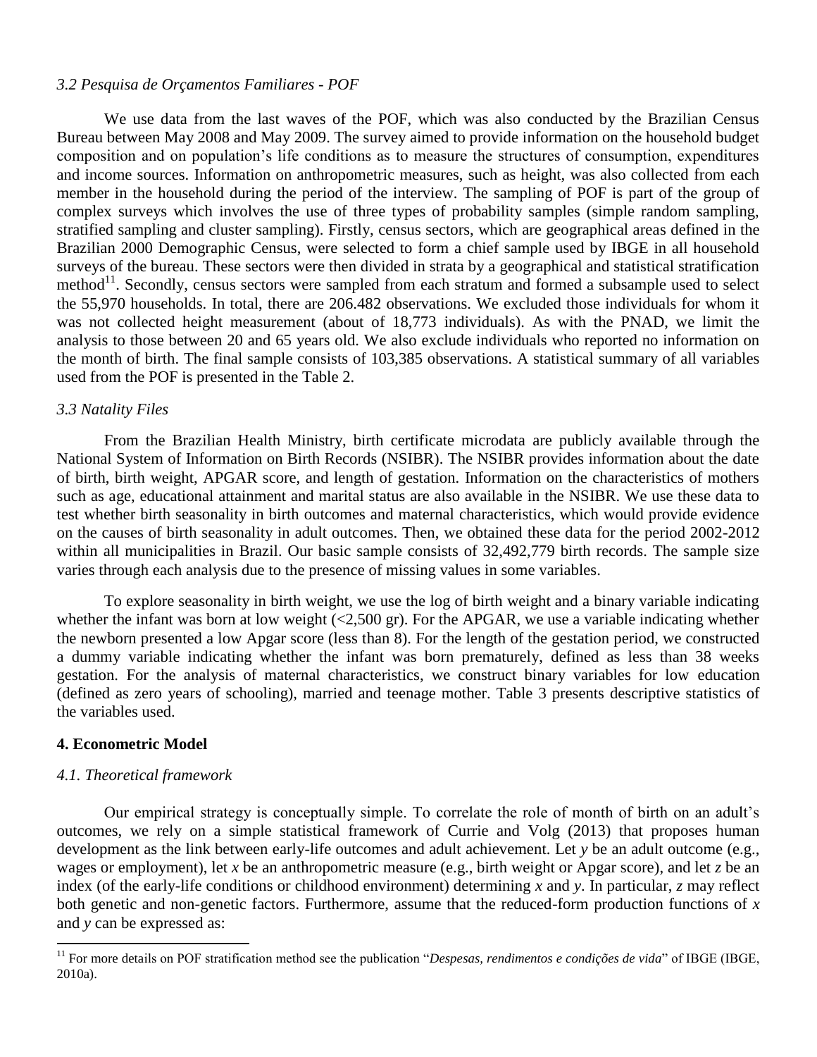### *3.2 Pesquisa de Orçamentos Familiares - POF*

We use data from the last waves of the POF, which was also conducted by the Brazilian Census Bureau between May 2008 and May 2009. The survey aimed to provide information on the household budget composition and on population's life conditions as to measure the structures of consumption, expenditures and income sources. Information on anthropometric measures, such as height, was also collected from each member in the household during the period of the interview. The sampling of POF is part of the group of complex surveys which involves the use of three types of probability samples (simple random sampling, stratified sampling and cluster sampling). Firstly, census sectors, which are geographical areas defined in the Brazilian 2000 Demographic Census, were selected to form a chief sample used by IBGE in all household surveys of the bureau. These sectors were then divided in strata by a geographical and statistical stratification method[11]. Secondly, census sectors were sampled from each stratum and formed a subsample used to select the 55,970 households. In total, there are 206.482 observations. We excluded those individuals for whom it was not collected height measurement (about of 18,773 individuals). As with the PNAD, we limit the analysis to those between 20 and 65 years old. We also exclude individuals who reported no information on the month of birth. The final sample consists of 103,385 observations. A statistical summary of all variables used from the POF is presented in the Table 2.

### *3.3 Natality Files*

From the Brazilian Health Ministry, birth certificate microdata are publicly available through the National System of Information on Birth Records (NSIBR). The NSIBR provides information about the date of birth, birth weight, APGAR score, and length of gestation. Information on the characteristics of mothers such as age, educational attainment and marital status are also available in the NSIBR. We use these data to test whether birth seasonality in birth outcomes and maternal characteristics, which would provide evidence on the causes of birth seasonality in adult outcomes. Then, we obtained these data for the period 2002-2012 within all municipalities in Brazil. Our basic sample consists of 32,492,779 birth records. The sample size varies through each analysis due to the presence of missing values in some variables.

To explore seasonality in birth weight, we use the log of birth weight and a binary variable indicating whether the infant was born at low weight (<2,500 gr). For the APGAR, we use a variable indicating whether the newborn presented a low Apgar score (less than 8). For the length of the gestation period, we constructed a dummy variable indicating whether the infant was born prematurely, defined as less than 38 weeks gestation. For the analysis of maternal characteristics, we construct binary variables for low education (defined as zero years of schooling), married and teenage mother. Table 3 presents descriptive statistics of the variables used.

## **4. Econometric Model**

### *4.1. Theoretical framework*

Our empirical strategy is conceptually simple. To correlate the role of month of birth on an adult's outcomes, we rely on a simple statistical framework of Currie and Volg (2013) that proposes human development as the link between early-life outcomes and adult achievement. Let $y$ be an adult outcome (e.g., wages or employment), let $x$ be an anthropometric measure (e.g., birth weight or Apgar score), and let $z$ be an index (of the early-life conditions or childhood environment) determining $x$ and $y$. In particular, $z$ may reflect both genetic and non-genetic factors. Furthermore, assume that the reduced-form production functions of $x$ and $y$ can be expressed as:

[11] For more details on POF stratification method see the publication "*Despesas, rendimentos e condições de vida*" of IBGE (IBGE, 2010a).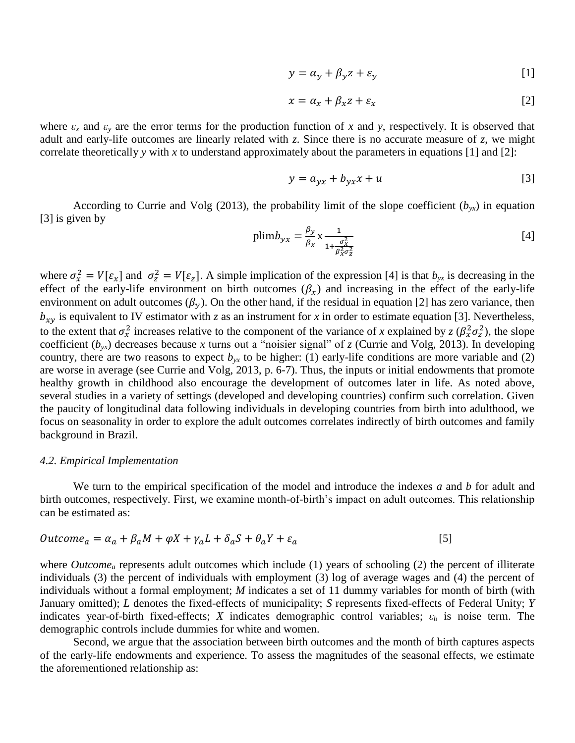$$y = \alpha_y + \beta_y z + \varepsilon_y \quad [1]$$

$$x = \alpha_x + \beta_x z + \varepsilon_x \quad [2]$$

where $\varepsilon_x$ and $\varepsilon_y$ are the error terms for the production function of *x* and *y*, respectively. It is observed that adult and early-life outcomes are linearly related with *z*. Since there is no accurate measure of *z*, we might correlate theoretically *y* with *x* to understand approximately about the parameters in equations [1] and [2]:

$$y = a_{yx} + b_{yx} x + u \quad [3]$$

According to Currie and Volg (2013), the probability limit of the slope coefficient ($b_{yx}$) in equation [3] is given by

$$\text{plim} b_{yx} = \frac{\beta_y}{\beta_x} \text{x} \frac{1}{1+\frac{\sigma_x^2}{\beta_x^2 \sigma_z^2}} \quad [4]$$

where $\sigma_x^2 = V[\varepsilon_x]$ and $\sigma_z^2 = V[\varepsilon_z]$. A simple implication of the expression [4] is that $b_{yx}$ is decreasing in the effect of the early-life environment on birth outcomes ($\beta_x$) and increasing in the effect of the early-life environment on adult outcomes ($\beta_y$). On the other hand, if the residual in equation [2] has zero variance, then $b_{xy}$ is equivalent to IV estimator with *z* as an instrument for *x* in order to estimate equation [3]. Nevertheless, to the extent that $\sigma_x^2$ increases relative to the component of the variance of *x* explained by *z* ($\beta_x^2 \sigma_z^2$), the slope coefficient ($b_{yx}$) decreases because *x* turns out a "noisier signal" of *z* (Currie and Volg, 2013). In developing country, there are two reasons to expect $b_{yx}$ to be higher: (1) early-life conditions are more variable and (2) are worse in average (see Currie and Volg, 2013, p. 6-7). Thus, the inputs or initial endowments that promote healthy growth in childhood also encourage the development of outcomes later in life. As noted above, several studies in a variety of settings (developed and developing countries) confirm such correlation. Given the paucity of longitudinal data following individuals in developing countries from birth into adulthood, we focus on seasonality in order to explore the adult outcomes correlates indirectly of birth outcomes and family background in Brazil.

### *4.2. Empirical Implementation*

We turn to the empirical specification of the model and introduce the indexes *a* and *b* for adult and birth outcomes, respectively. First, we examine month-of-birth's impact on adult outcomes. This relationship can be estimated as:

$$Outcome_a = \alpha_a + \beta_a M + \varphi X + \gamma_a L + \delta_a S + \theta_a Y + \varepsilon_a \quad [5]$$

where $Outcome_a$ represents adult outcomes which include (1) years of schooling (2) the percent of illiterate individuals (3) the percent of individuals with employment (3) log of average wages and (4) the percent of individuals without a formal employment; *M* indicates a set of 11 dummy variables for month of birth (with January omitted); *L* denotes the fixed-effects of municipality; *S* represents fixed-effects of Federal Unity; *Y* indicates year-of-birth fixed-effects; *X* indicates demographic control variables; $\varepsilon_b$ is noise term. The demographic controls include dummies for white and women.

Second, we argue that the association between birth outcomes and the month of birth captures aspects of the early-life endowments and experience. To assess the magnitudes of the seasonal effects, we estimate the aforementioned relationship as: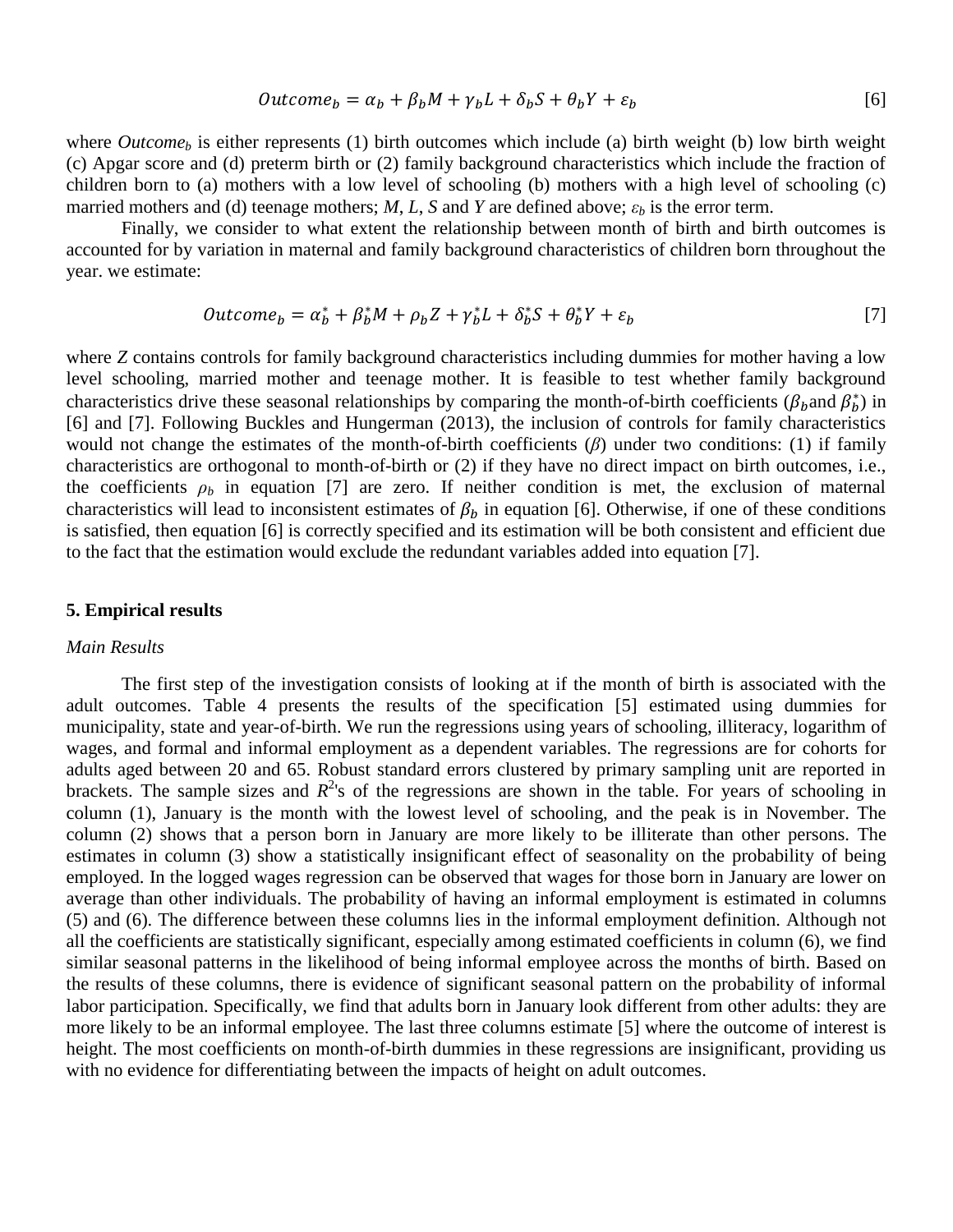$$Outcome_b = \alpha_b + \beta_b M + \gamma_b L + \delta_b S + \theta_b Y + \varepsilon_b \quad [6]$$

where $Outcome_b$ is either represents (1) birth outcomes which include (a) birth weight (b) low birth weight (c) Apgar score and (d) preterm birth or (2) family background characteristics which include the fraction of children born to (a) mothers with a low level of schooling (b) mothers with a high level of schooling (c) married mothers and (d) teenage mothers; $M$, $L$, $S$ and $Y$ are defined above; $\varepsilon_b$ is the error term.

Finally, we consider to what extent the relationship between month of birth and birth outcomes is accounted for by variation in maternal and family background characteristics of children born throughout the year. we estimate:

$$Outcome_b = \alpha_b^* + \beta_b^* M + \rho_b Z + \gamma_b^* L + \delta_b^* S + \theta_b^* Y + \varepsilon_b \quad [7]$$

where $Z$ contains controls for family background characteristics including dummies for mother having a low level schooling, married mother and teenage mother. It is feasible to test whether family background characteristics drive these seasonal relationships by comparing the month-of-birth coefficients ($\beta_b$and $\beta_b^*$) in [6] and [7]. Following Buckles and Hungerman (2013), the inclusion of controls for family characteristics would not change the estimates of the month-of-birth coefficients ($\beta$) under two conditions: (1) if family characteristics are orthogonal to month-of-birth or (2) if they have no direct impact on birth outcomes, i.e., the coefficients $\rho_b$ in equation [7] are zero. If neither condition is met, the exclusion of maternal characteristics will lead to inconsistent estimates of $\beta_b$ in equation [6]. Otherwise, if one of these conditions is satisfied, then equation [6] is correctly specified and its estimation will be both consistent and efficient due to the fact that the estimation would exclude the redundant variables added into equation [7].

## 5. Empirical results

*Main Results*

The first step of the investigation consists of looking at if the month of birth is associated with the adult outcomes. Table 4 presents the results of the specification [5] estimated using dummies for municipality, state and year-of-birth. We run the regressions using years of schooling, illiteracy, logarithm of wages, and formal and informal employment as a dependent variables. The regressions are for cohorts for adults aged between 20 and 65. Robust standard errors clustered by primary sampling unit are reported in brackets. The sample sizes and $R^2$'s of the regressions are shown in the table. For years of schooling in column (1), January is the month with the lowest level of schooling, and the peak is in November. The column (2) shows that a person born in January are more likely to be illiterate than other persons. The estimates in column (3) show a statistically insignificant effect of seasonality on the probability of being employed. In the logged wages regression can be observed that wages for those born in January are lower on average than other individuals. The probability of having an informal employment is estimated in columns (5) and (6). The difference between these columns lies in the informal employment definition. Although not all the coefficients are statistically significant, especially among estimated coefficients in column (6), we find similar seasonal patterns in the likelihood of being informal employee across the months of birth. Based on the results of these columns, there is evidence of significant seasonal pattern on the probability of informal labor participation. Specifically, we find that adults born in January look different from other adults: they are more likely to be an informal employee. The last three columns estimate [5] where the outcome of interest is height. The most coefficients on month-of-birth dummies in these regressions are insignificant, providing us with no evidence for differentiating between the impacts of height on adult outcomes.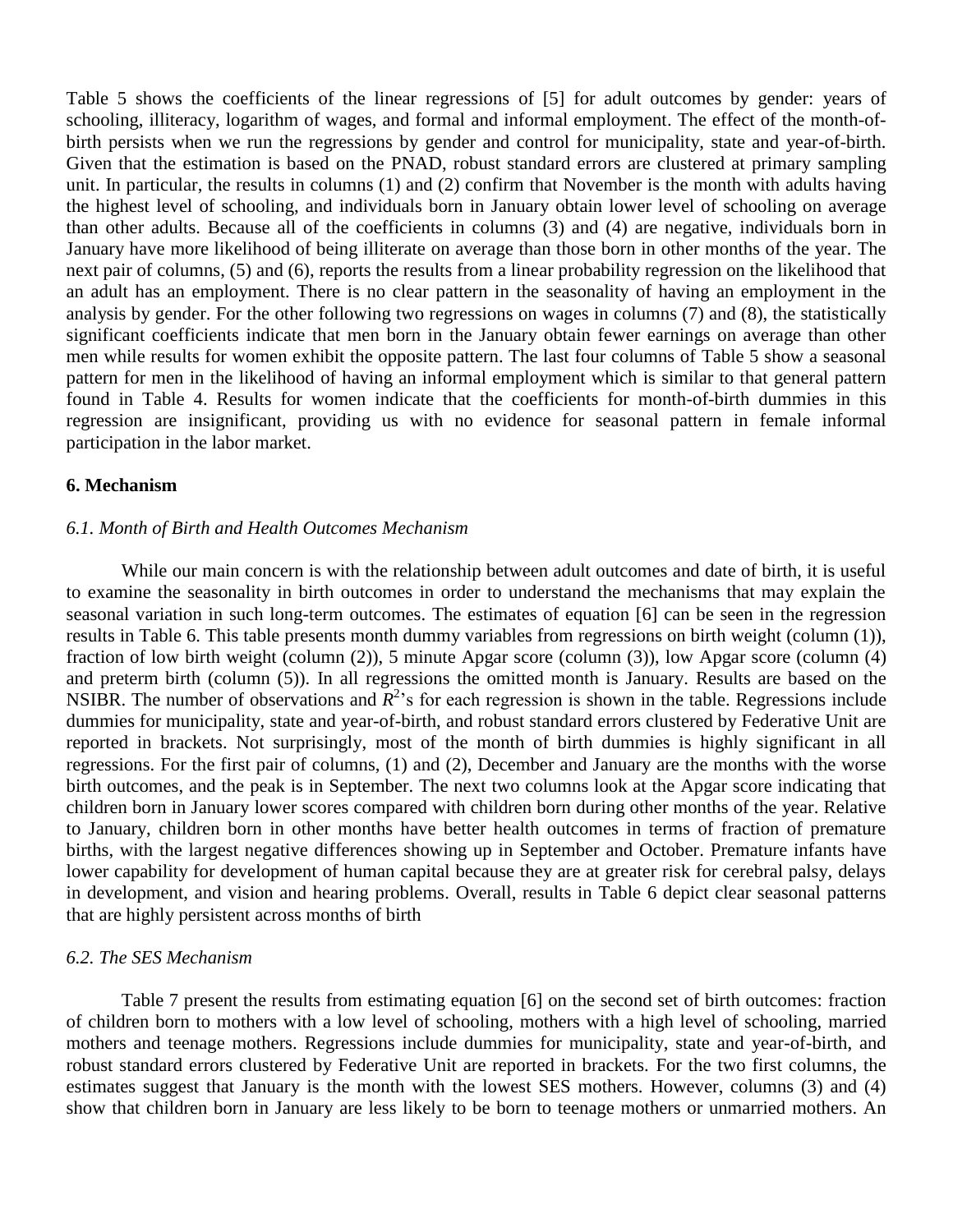Table 5 shows the coefficients of the linear regressions of [5] for adult outcomes by gender: years of schooling, illiteracy, logarithm of wages, and formal and informal employment. The effect of the month-of-birth persists when we run the regressions by gender and control for municipality, state and year-of-birth. Given that the estimation is based on the PNAD, robust standard errors are clustered at primary sampling unit. In particular, the results in columns (1) and (2) confirm that November is the month with adults having the highest level of schooling, and individuals born in January obtain lower level of schooling on average than other adults. Because all of the coefficients in columns (3) and (4) are negative, individuals born in January have more likelihood of being illiterate on average than those born in other months of the year. The next pair of columns, (5) and (6), reports the results from a linear probability regression on the likelihood that an adult has an employment. There is no clear pattern in the seasonality of having an employment in the analysis by gender. For the other following two regressions on wages in columns (7) and (8), the statistically significant coefficients indicate that men born in the January obtain fewer earnings on average than other men while results for women exhibit the opposite pattern. The last four columns of Table 5 show a seasonal pattern for men in the likelihood of having an informal employment which is similar to that general pattern found in Table 4. Results for women indicate that the coefficients for month-of-birth dummies in this regression are insignificant, providing us with no evidence for seasonal pattern in female informal participation in the labor market.

## 6. Mechanism

### *6.1. Month of Birth and Health Outcomes Mechanism*

While our main concern is with the relationship between adult outcomes and date of birth, it is useful to examine the seasonality in birth outcomes in order to understand the mechanisms that may explain the seasonal variation in such long-term outcomes. The estimates of equation [6] can be seen in the regression results in Table 6. This table presents month dummy variables from regressions on birth weight (column (1)), fraction of low birth weight (column (2)), 5 minute Apgar score (column (3)), low Apgar score (column (4) and preterm birth (column (5)). In all regressions the omitted month is January. Results are based on the NSIBR. The number of observations and $R^2$'s for each regression is shown in the table. Regressions include dummies for municipality, state and year-of-birth, and robust standard errors clustered by Federative Unit are reported in brackets. Not surprisingly, most of the month of birth dummies is highly significant in all regressions. For the first pair of columns, (1) and (2), December and January are the months with the worse birth outcomes, and the peak is in September. The next two columns look at the Apgar score indicating that children born in January lower scores compared with children born during other months of the year. Relative to January, children born in other months have better health outcomes in terms of fraction of premature births, with the largest negative differences showing up in September and October. Premature infants have lower capability for development of human capital because they are at greater risk for cerebral palsy, delays in development, and vision and hearing problems. Overall, results in Table 6 depict clear seasonal patterns that are highly persistent across months of birth

### *6.2. The SES Mechanism*

Table 7 present the results from estimating equation [6] on the second set of birth outcomes: fraction of children born to mothers with a low level of schooling, mothers with a high level of schooling, married mothers and teenage mothers. Regressions include dummies for municipality, state and year-of-birth, and robust standard errors clustered by Federative Unit are reported in brackets. For the two first columns, the estimates suggest that January is the month with the lowest SES mothers. However, columns (3) and (4) show that children born in January are less likely to be born to teenage mothers or unmarried mothers. An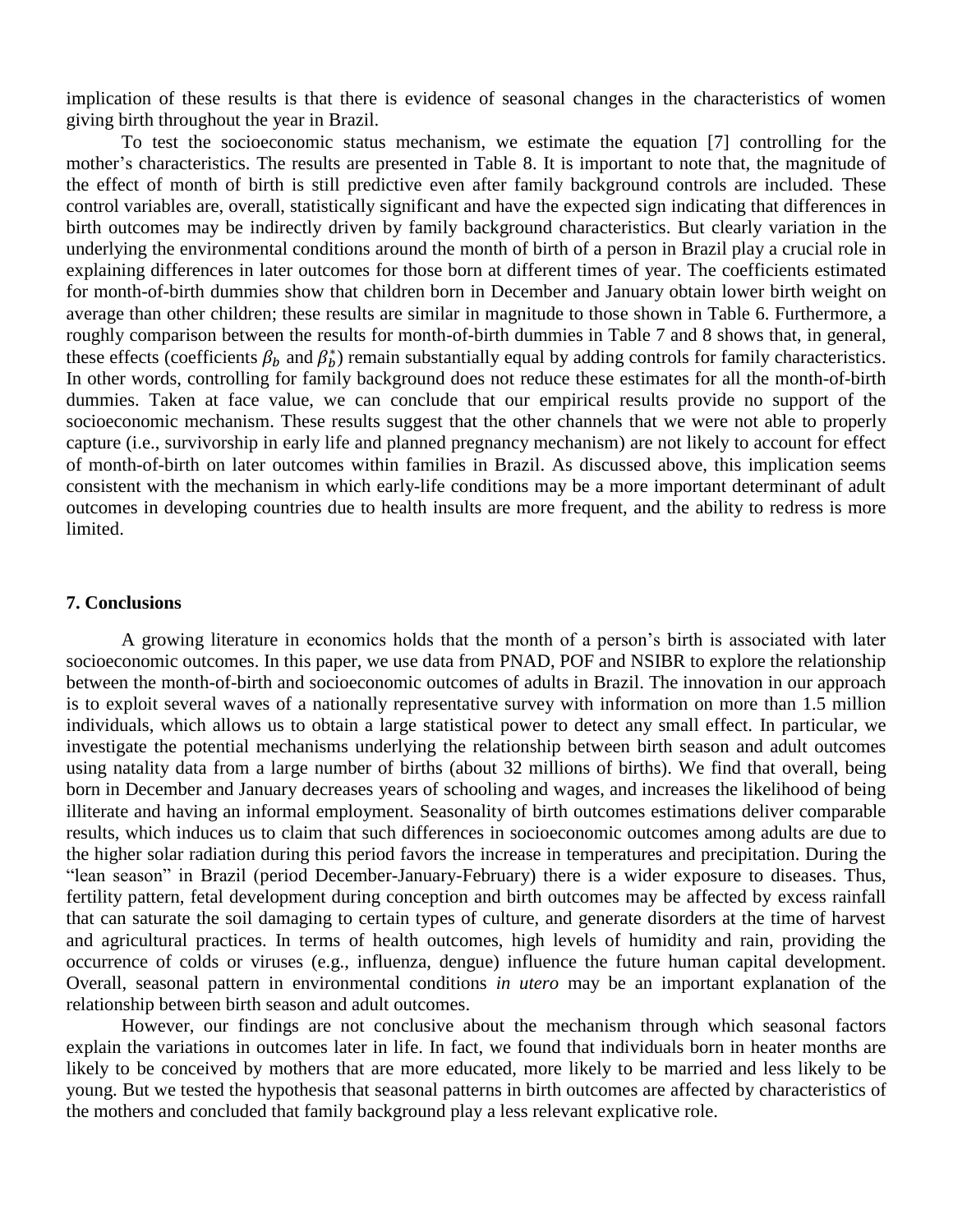implication of these results is that there is evidence of seasonal changes in the characteristics of women giving birth throughout the year in Brazil.

To test the socioeconomic status mechanism, we estimate the equation [7] controlling for the mother's characteristics. The results are presented in Table 8. It is important to note that, the magnitude of the effect of month of birth is still predictive even after family background controls are included. These control variables are, overall, statistically significant and have the expected sign indicating that differences in birth outcomes may be indirectly driven by family background characteristics. But clearly variation in the underlying the environmental conditions around the month of birth of a person in Brazil play a crucial role in explaining differences in later outcomes for those born at different times of year. The coefficients estimated for month-of-birth dummies show that children born in December and January obtain lower birth weight on average than other children; these results are similar in magnitude to those shown in Table 6. Furthermore, a roughly comparison between the results for month-of-birth dummies in Table 7 and 8 shows that, in general, these effects (coefficients $\beta_b$ and $\beta_b^*$) remain substantially equal by adding controls for family characteristics. In other words, controlling for family background does not reduce these estimates for all the month-of-birth dummies. Taken at face value, we can conclude that our empirical results provide no support of the socioeconomic mechanism. These results suggest that the other channels that we were not able to properly capture (i.e., survivorship in early life and planned pregnancy mechanism) are not likely to account for effect of month-of-birth on later outcomes within families in Brazil. As discussed above, this implication seems consistent with the mechanism in which early-life conditions may be a more important determinant of adult outcomes in developing countries due to health insults are more frequent, and the ability to redress is more limited.

## 7. Conclusions

A growing literature in economics holds that the month of a person's birth is associated with later socioeconomic outcomes. In this paper, we use data from PNAD, POF and NSIBR to explore the relationship between the month-of-birth and socioeconomic outcomes of adults in Brazil. The innovation in our approach is to exploit several waves of a nationally representative survey with information on more than 1.5 million individuals, which allows us to obtain a large statistical power to detect any small effect. In particular, we investigate the potential mechanisms underlying the relationship between birth season and adult outcomes using natality data from a large number of births (about 32 millions of births). We find that overall, being born in December and January decreases years of schooling and wages, and increases the likelihood of being illiterate and having an informal employment. Seasonality of birth outcomes estimations deliver comparable results, which induces us to claim that such differences in socioeconomic outcomes among adults are due to the higher solar radiation during this period favors the increase in temperatures and precipitation. During the "lean season" in Brazil (period December-January-February) there is a wider exposure to diseases. Thus, fertility pattern, fetal development during conception and birth outcomes may be affected by excess rainfall that can saturate the soil damaging to certain types of culture, and generate disorders at the time of harvest and agricultural practices. In terms of health outcomes, high levels of humidity and rain, providing the occurrence of colds or viruses (e.g., influenza, dengue) influence the future human capital development. Overall, seasonal pattern in environmental conditions *in utero* may be an important explanation of the relationship between birth season and adult outcomes.

However, our findings are not conclusive about the mechanism through which seasonal factors explain the variations in outcomes later in life. In fact, we found that individuals born in heater months are likely to be conceived by mothers that are more educated, more likely to be married and less likely to be young. But we tested the hypothesis that seasonal patterns in birth outcomes are affected by characteristics of the mothers and concluded that family background play a less relevant explicative role.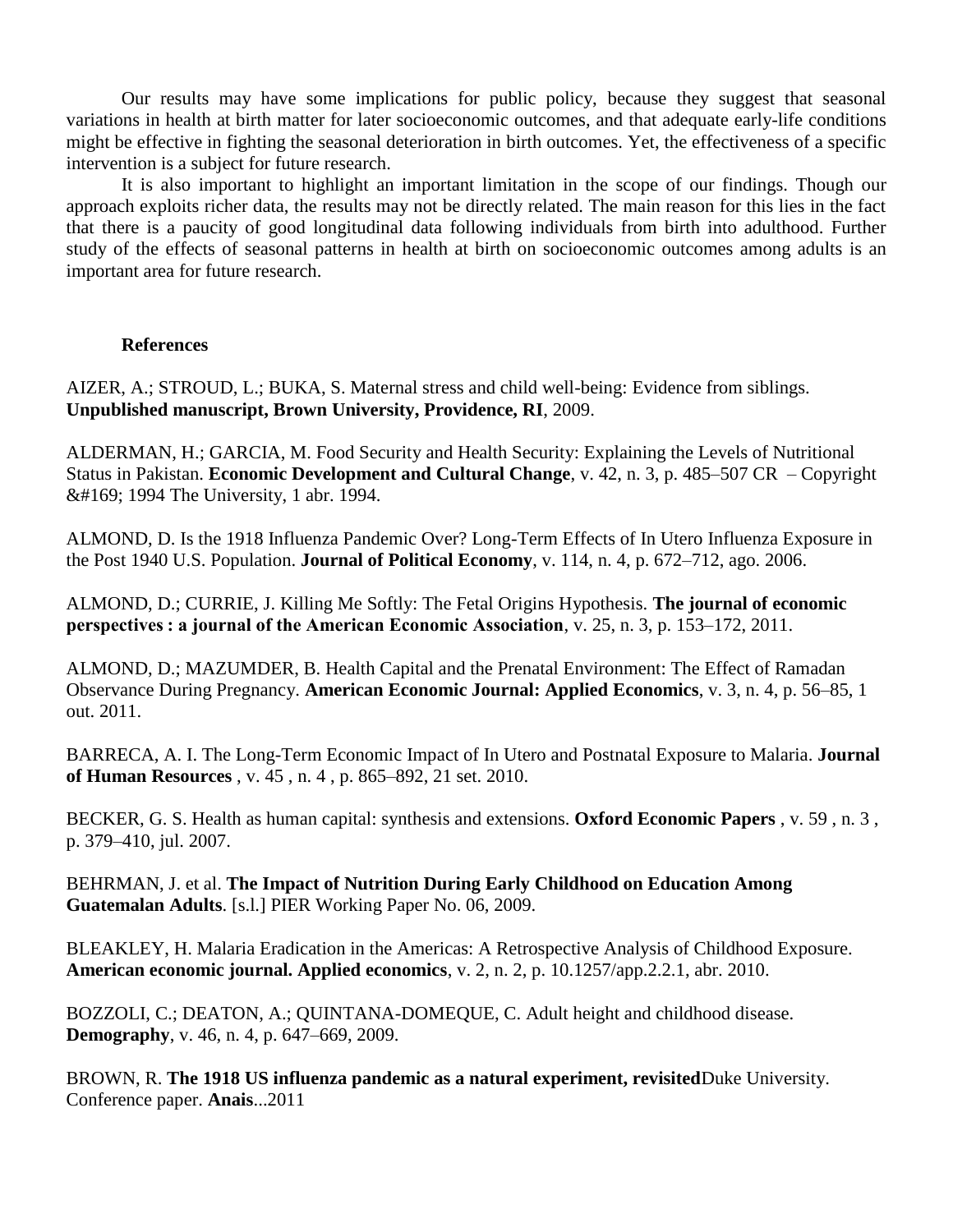Our results may have some implications for public policy, because they suggest that seasonal variations in health at birth matter for later socioeconomic outcomes, and that adequate early-life conditions might be effective in fighting the seasonal deterioration in birth outcomes. Yet, the effectiveness of a specific intervention is a subject for future research.

It is also important to highlight an important limitation in the scope of our findings. Though our approach exploits richer data, the results may not be directly related. The main reason for this lies in the fact that there is a paucity of good longitudinal data following individuals from birth into adulthood. Further study of the effects of seasonal patterns in health at birth on socioeconomic outcomes among adults is an important area for future research.

## References

AIZER, A.; STROUD, L.; BUKA, S. Maternal stress and child well-being: Evidence from siblings. **Unpublished manuscript, Brown University, Providence, RI**, 2009.

ALDERMAN, H.; GARCIA, M. Food Security and Health Security: Explaining the Levels of Nutritional Status in Pakistan. **Economic Development and Cultural Change**, v. 42, n. 3, p. 485–507 CR – Copyright &#169; 1994 The University, 1 abr. 1994.

ALMOND, D. Is the 1918 Influenza Pandemic Over? Long-Term Effects of In Utero Influenza Exposure in the Post 1940 U.S. Population. **Journal of Political Economy**, v. 114, n. 4, p. 672–712, ago. 2006.

ALMOND, D.; CURRIE, J. Killing Me Softly: The Fetal Origins Hypothesis. **The journal of economic perspectives : a journal of the American Economic Association**, v. 25, n. 3, p. 153–172, 2011.

ALMOND, D.; MAZUMDER, B. Health Capital and the Prenatal Environment: The Effect of Ramadan Observance During Pregnancy. **American Economic Journal: Applied Economics**, v. 3, n. 4, p. 56–85, 1 out. 2011.

BARRECA, A. I. The Long-Term Economic Impact of In Utero and Postnatal Exposure to Malaria. **Journal of Human Resources** , v. 45 , n. 4 , p. 865–892, 21 set. 2010.

BECKER, G. S. Health as human capital: synthesis and extensions. **Oxford Economic Papers** , v. 59 , n. 3 , p. 379–410, jul. 2007.

BEHRMAN, J. et al. **The Impact of Nutrition During Early Childhood on Education Among Guatemalan Adults**. [s.l.] PIER Working Paper No. 06, 2009.

BLEAKLEY, H. Malaria Eradication in the Americas: A Retrospective Analysis of Childhood Exposure. **American economic journal. Applied economics**, v. 2, n. 2, p. 10.1257/app.2.2.1, abr. 2010.

BOZZOLI, C.; DEATON, A.; QUINTANA-DOMEQUE, C. Adult height and childhood disease. **Demography**, v. 46, n. 4, p. 647–669, 2009.

BROWN, R. **The 1918 US influenza pandemic as a natural experiment, revisited**Duke University. Conference paper. **Anais**...2011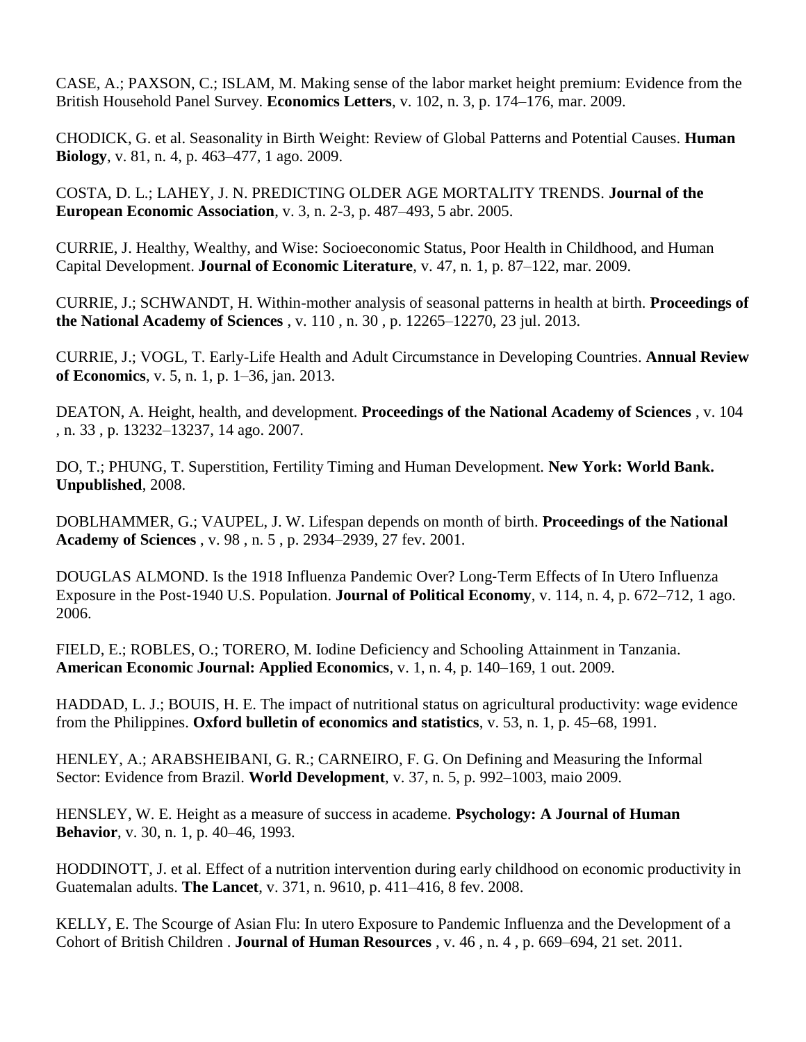CASE, A.; PAXSON, C.; ISLAM, M. Making sense of the labor market height premium: Evidence from the British Household Panel Survey. **Economics Letters**, v. 102, n. 3, p. 174–176, mar. 2009.

CHODICK, G. et al. Seasonality in Birth Weight: Review of Global Patterns and Potential Causes. **Human Biology**, v. 81, n. 4, p. 463–477, 1 ago. 2009.

COSTA, D. L.; LAHEY, J. N. PREDICTING OLDER AGE MORTALITY TRENDS. **Journal of the European Economic Association**, v. 3, n. 2-3, p. 487–493, 5 abr. 2005.

CURRIE, J. Healthy, Wealthy, and Wise: Socioeconomic Status, Poor Health in Childhood, and Human Capital Development. **Journal of Economic Literature**, v. 47, n. 1, p. 87–122, mar. 2009.

CURRIE, J.; SCHWANDT, H. Within-mother analysis of seasonal patterns in health at birth. **Proceedings of the National Academy of Sciences** , v. 110 , n. 30 , p. 12265–12270, 23 jul. 2013.

CURRIE, J.; VOGL, T. Early-Life Health and Adult Circumstance in Developing Countries. **Annual Review of Economics**, v. 5, n. 1, p. 1–36, jan. 2013.

DEATON, A. Height, health, and development. **Proceedings of the National Academy of Sciences** , v. 104 , n. 33 , p. 13232–13237, 14 ago. 2007.

DO, T.; PHUNG, T. Superstition, Fertility Timing and Human Development. **New York: World Bank. Unpublished**, 2008.

DOBLHAMMER, G.; VAUPEL, J. W. Lifespan depends on month of birth. **Proceedings of the National Academy of Sciences** , v. 98 , n. 5 , p. 2934–2939, 27 fev. 2001.

DOUGLAS ALMOND. Is the 1918 Influenza Pandemic Over? Long-Term Effects of In Utero Influenza Exposure in the Post-1940 U.S. Population. **Journal of Political Economy**, v. 114, n. 4, p. 672–712, 1 ago. 2006.

FIELD, E.; ROBLES, O.; TORERO, M. Iodine Deficiency and Schooling Attainment in Tanzania. **American Economic Journal: Applied Economics**, v. 1, n. 4, p. 140–169, 1 out. 2009.

HADDAD, L. J.; BOUIS, H. E. The impact of nutritional status on agricultural productivity: wage evidence from the Philippines. **Oxford bulletin of economics and statistics**, v. 53, n. 1, p. 45–68, 1991.

HENLEY, A.; ARABSHEIBANI, G. R.; CARNEIRO, F. G. On Defining and Measuring the Informal Sector: Evidence from Brazil. **World Development**, v. 37, n. 5, p. 992–1003, maio 2009.

HENSLEY, W. E. Height as a measure of success in academe. **Psychology: A Journal of Human Behavior**, v. 30, n. 1, p. 40–46, 1993.

HODDINOTT, J. et al. Effect of a nutrition intervention during early childhood on economic productivity in Guatemalan adults. **The Lancet**, v. 371, n. 9610, p. 411–416, 8 fev. 2008.

KELLY, E. The Scourge of Asian Flu: In utero Exposure to Pandemic Influenza and the Development of a Cohort of British Children . **Journal of Human Resources** , v. 46 , n. 4 , p. 669–694, 21 set. 2011.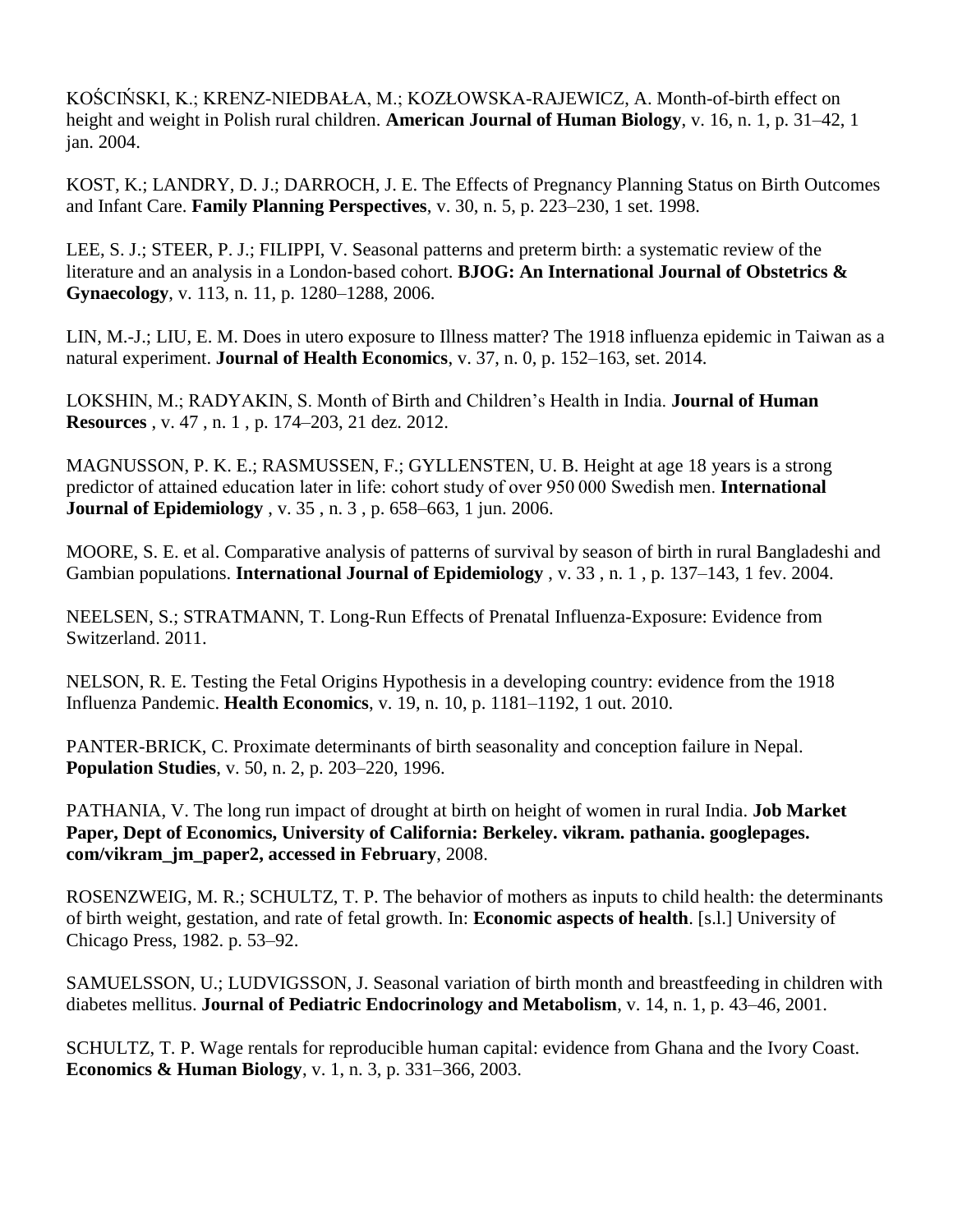KOŚCIŃSKI, K.; KRENZ-NIEDBAŁA, M.; KOZŁOWSKA-RAJEWICZ, A. Month-of-birth effect on height and weight in Polish rural children. **American Journal of Human Biology**, v. 16, n. 1, p. 31–42, 1 jan. 2004.

KOST, K.; LANDRY, D. J.; DARROCH, J. E. The Effects of Pregnancy Planning Status on Birth Outcomes and Infant Care. **Family Planning Perspectives**, v. 30, n. 5, p. 223–230, 1 set. 1998.

LEE, S. J.; STEER, P. J.; FILIPPI, V. Seasonal patterns and preterm birth: a systematic review of the literature and an analysis in a London-based cohort. **BJOG: An International Journal of Obstetrics & Gynaecology**, v. 113, n. 11, p. 1280–1288, 2006.

LIN, M.-J.; LIU, E. M. Does in utero exposure to Illness matter? The 1918 influenza epidemic in Taiwan as a natural experiment. **Journal of Health Economics**, v. 37, n. 0, p. 152–163, set. 2014.

LOKSHIN, M.; RADYAKIN, S. Month of Birth and Children's Health in India. **Journal of Human Resources** , v. 47 , n. 1 , p. 174–203, 21 dez. 2012.

MAGNUSSON, P. K. E.; RASMUSSEN, F.; GYLLENSTEN, U. B. Height at age 18 years is a strong predictor of attained education later in life: cohort study of over 950 000 Swedish men. **International Journal of Epidemiology** , v. 35 , n. 3 , p. 658–663, 1 jun. 2006.

MOORE, S. E. et al. Comparative analysis of patterns of survival by season of birth in rural Bangladeshi and Gambian populations. **International Journal of Epidemiology** , v. 33 , n. 1 , p. 137–143, 1 fev. 2004.

NEELSEN, S.; STRATMANN, T. Long-Run Effects of Prenatal Influenza-Exposure: Evidence from Switzerland. 2011.

NELSON, R. E. Testing the Fetal Origins Hypothesis in a developing country: evidence from the 1918 Influenza Pandemic. **Health Economics**, v. 19, n. 10, p. 1181–1192, 1 out. 2010.

PANTER-BRICK, C. Proximate determinants of birth seasonality and conception failure in Nepal. **Population Studies**, v. 50, n. 2, p. 203–220, 1996.

PATHANIA, V. The long run impact of drought at birth on height of women in rural India. **Job Market Paper, Dept of Economics, University of California: Berkeley. vikram. pathania. googlepages. com/vikram_jm_paper2, accessed in February**, 2008.

ROSENZWEIG, M. R.; SCHULTZ, T. P. The behavior of mothers as inputs to child health: the determinants of birth weight, gestation, and rate of fetal growth. In: **Economic aspects of health**. [s.l.] University of Chicago Press, 1982. p. 53–92.

SAMUELSSON, U.; LUDVIGSSON, J. Seasonal variation of birth month and breastfeeding in children with diabetes mellitus. **Journal of Pediatric Endocrinology and Metabolism**, v. 14, n. 1, p. 43–46, 2001.

SCHULTZ, T. P. Wage rentals for reproducible human capital: evidence from Ghana and the Ivory Coast. **Economics & Human Biology**, v. 1, n. 3, p. 331–366, 2003.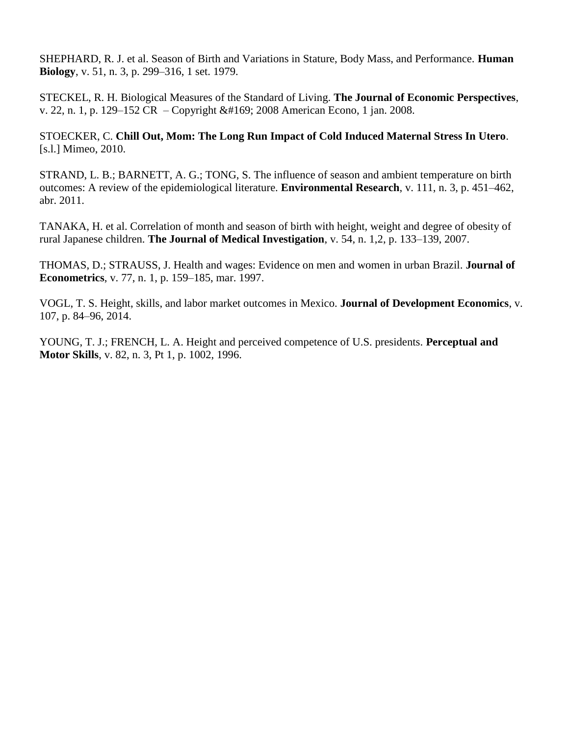SHEPHARD, R. J. et al. Season of Birth and Variations in Stature, Body Mass, and Performance. **Human Biology**, v. 51, n. 3, p. 299–316, 1 set. 1979.

STECKEL, R. H. Biological Measures of the Standard of Living. **The Journal of Economic Perspectives**, v. 22, n. 1, p. 129–152 CR – Copyright &#169; 2008 American Econo, 1 jan. 2008.

STOECKER, C. **Chill Out, Mom: The Long Run Impact of Cold Induced Maternal Stress In Utero**. [s.l.] Mimeo, 2010.

STRAND, L. B.; BARNETT, A. G.; TONG, S. The influence of season and ambient temperature on birth outcomes: A review of the epidemiological literature. **Environmental Research**, v. 111, n. 3, p. 451–462, abr. 2011.

TANAKA, H. et al. Correlation of month and season of birth with height, weight and degree of obesity of rural Japanese children. **The Journal of Medical Investigation**, v. 54, n. 1,2, p. 133–139, 2007.

THOMAS, D.; STRAUSS, J. Health and wages: Evidence on men and women in urban Brazil. **Journal of Econometrics**, v. 77, n. 1, p. 159–185, mar. 1997.

VOGL, T. S. Height, skills, and labor market outcomes in Mexico. **Journal of Development Economics**, v. 107, p. 84–96, 2014.

YOUNG, T. J.; FRENCH, L. A. Height and perceived competence of U.S. presidents. **Perceptual and Motor Skills**, v. 82, n. 3, Pt 1, p. 1002, 1996.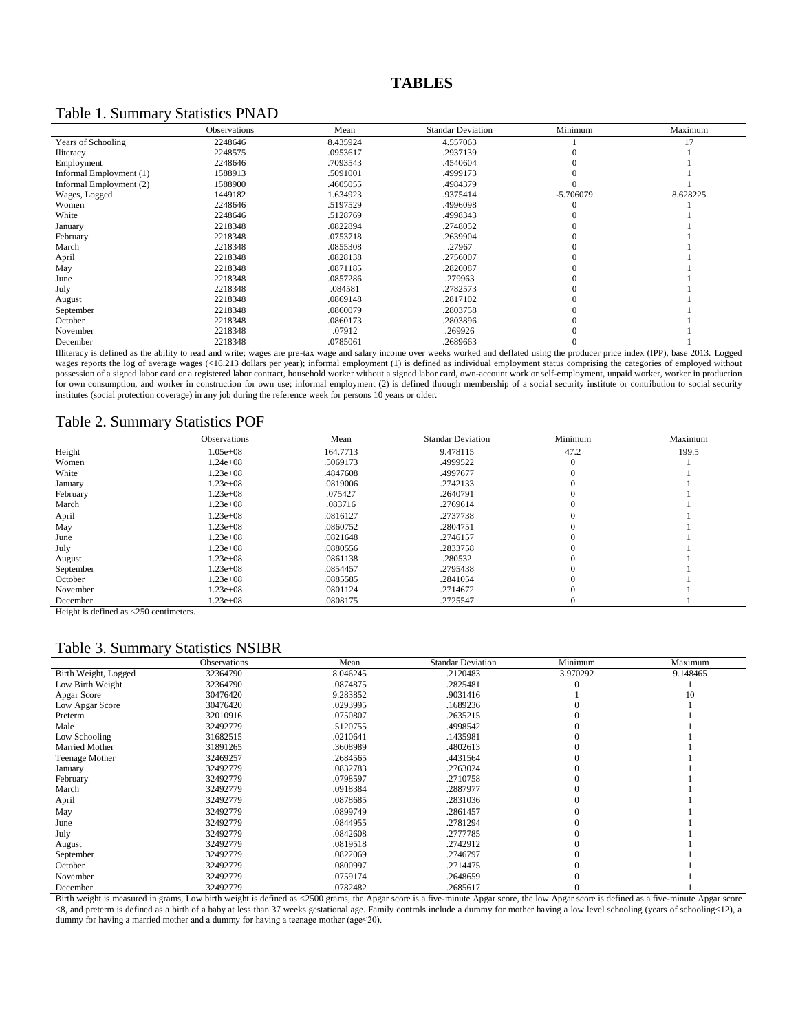# TABLES

## Table 1. Summary Statistics PNAD

| | Observations | Mean | Standar Deviation | Minimum | Maximum |
|---|---|---|---|---|---|
| Years of Schooling | 2248646 | 8.435924 | 4.557063 | 1 | 17 |
| Iliteracy | 2248575 | .0953617 | .2937139 | 0 | 1 |
| Employment | 2248646 | .7093543 | .4540604 | 0 | 1 |
| Informal Employment (1) | 1588913 | .5091001 | .4999173 | 0 | 1 |
| Informal Employment (2) | 1588900 | .4605055 | .4984379 | 0 | 1 |
| Wages, Logged | 1449182 | 1.634923 | .9375414 | -5.706079 | 8.628225 |
| Women | 2248646 | .5197529 | .4996098 | 0 | 1 |
| White | 2248646 | .5128769 | .4998343 | 0 | 1 |
| January | 2218348 | .0822894 | .2748052 | 0 | 1 |
| February | 2218348 | .0753718 | .2639904 | 0 | 1 |
| March | 2218348 | .0855308 | .27967 | 0 | 1 |
| April | 2218348 | .0828138 | .2756007 | 0 | 1 |
| May | 2218348 | .0871185 | .2820087 | 0 | 1 |
| June | 2218348 | .0857286 | .279963 | 0 | 1 |
| July | 2218348 | .084581 | .2782573 | 0 | 1 |
| August | 2218348 | .0869148 | .2817102 | 0 | 1 |
| September | 2218348 | .0860079 | .2803758 | 0 | 1 |
| October | 2218348 | .0860173 | .2803896 | 0 | 1 |
| November | 2218348 | .07912 | .269926 | 0 | 1 |
| December | 2218348 | .0785061 | .2689663 | 0 | 1 |

Illiteracy is defined as the ability to read and write; wages are pre-tax wage and salary income over weeks worked and deflated using the producer price index (IPP), base 2013. Logged wages reports the log of average wages (<16.213 dollars per year); informal employment (1) is defined as individual employment status comprising the categories of employed without possession of a signed labor card or a registered labor contract, household worker without a signed labor card, own-account work or self-employment, unpaid worker, worker in production for own consumption, and worker in construction for own use; informal employment (2) is defined through membership of a social security institute or contribution to social security institutes (social protection coverage) in any job during the reference week for persons 10 years or older.

## Table 2. Summary Statistics POF

| | Observations | Mean | Standar Deviation | Minimum | Maximum |
|---|---|---|---|---|---|
| Height | 1.05e+08 | 164.7713 | 9.478115 | 47.2 | 199.5 |
| Women | 1.24e+08 | .5069173 | .4999522 | 0 | 1 |
| White | 1.23e+08 | .4847608 | .4997677 | 0 | 1 |
| January | 1.23e+08 | .0819006 | .2742133 | 0 | 1 |
| February | 1.23e+08 | .075427 | .2640791 | 0 | 1 |
| March | 1.23e+08 | .083716 | .2769614 | 0 | 1 |
| April | 1.23e+08 | .0816127 | .2737738 | 0 | 1 |
| May | 1.23e+08 | .0860752 | .2804751 | 0 | 1 |
| June | 1.23e+08 | .0821648 | .2746157 | 0 | 1 |
| July | 1.23e+08 | .0880556 | .2833758 | 0 | 1 |
| August | 1.23e+08 | .0861138 | .280532 | 0 | 1 |
| September | 1.23e+08 | .0854457 | .2795438 | 0 | 1 |
| October | 1.23e+08 | .0885585 | .2841054 | 0 | 1 |
| November | 1.23e+08 | .0801124 | .2714672 | 0 | 1 |
| December | 1.23e+08 | .0808175 | .2725547 | 0 | 1 |

Height is defined as <250 centimeters.

## Table 3. Summary Statistics NSIBR

| | Observations | Mean | Standar Deviation | Minimum | Maximum |
|---|---|---|---|---|---|
| Birth Weight, Logged | 32364790 | 8.046245 | .2120483 | 3.970292 | 9.148465 |
| Low Birth Weight | 32364790 | .0874875 | .2825481 | 0 | 1 |
| Apgar Score | 30476420 | 9.283852 | .9031416 | 1 | 10 |
| Low Apgar Score | 30476420 | .0293995 | .1689236 | 0 | 1 |
| Preterm | 32010916 | .0750807 | .2635215 | 0 | 1 |
| Male | 32492779 | .5120755 | .4998542 | 0 | 1 |
| Low Schooling | 31682515 | .0210641 | .1435981 | 0 | 1 |
| Married Mother | 31891265 | .3608989 | .4802613 | 0 | 1 |
| Teenage Mother | 32469257 | .2684565 | .4431564 | 0 | 1 |
| January | 32492779 | .0832783 | .2763024 | 0 | 1 |
| February | 32492779 | .0798597 | .2710758 | 0 | 1 |
| March | 32492779 | .0918384 | .2887977 | 0 | 1 |
| April | 32492779 | .0878685 | .2831036 | 0 | 1 |
| May | 32492779 | .0899749 | .2861457 | 0 | 1 |
| June | 32492779 | .0844955 | .2781294 | 0 | 1 |
| July | 32492779 | .0842608 | .2777785 | 0 | 1 |
| August | 32492779 | .0819518 | .2742912 | 0 | 1 |
| September | 32492779 | .0822069 | .2746797 | 0 | 1 |
| October | 32492779 | .0800997 | .2714475 | 0 | 1 |
| November | 32492779 | .0759174 | .2648659 | 0 | 1 |
| December | 32492779 | .0782482 | .2685617 | 0 | 1 |

Birth weight is measured in grams, Low birth weight is defined as <2500 grams, the Apgar score is a five-minute Apgar score, the low Apgar score is defined as a five-minute Apgar score <8, and preterm is defined as a birth of a baby at less than 37 weeks gestational age. Family controls include a dummy for mother having a low level schooling (years of schooling<12), a dummy for having a married mother and a dummy for having a teenage mother (age≤20).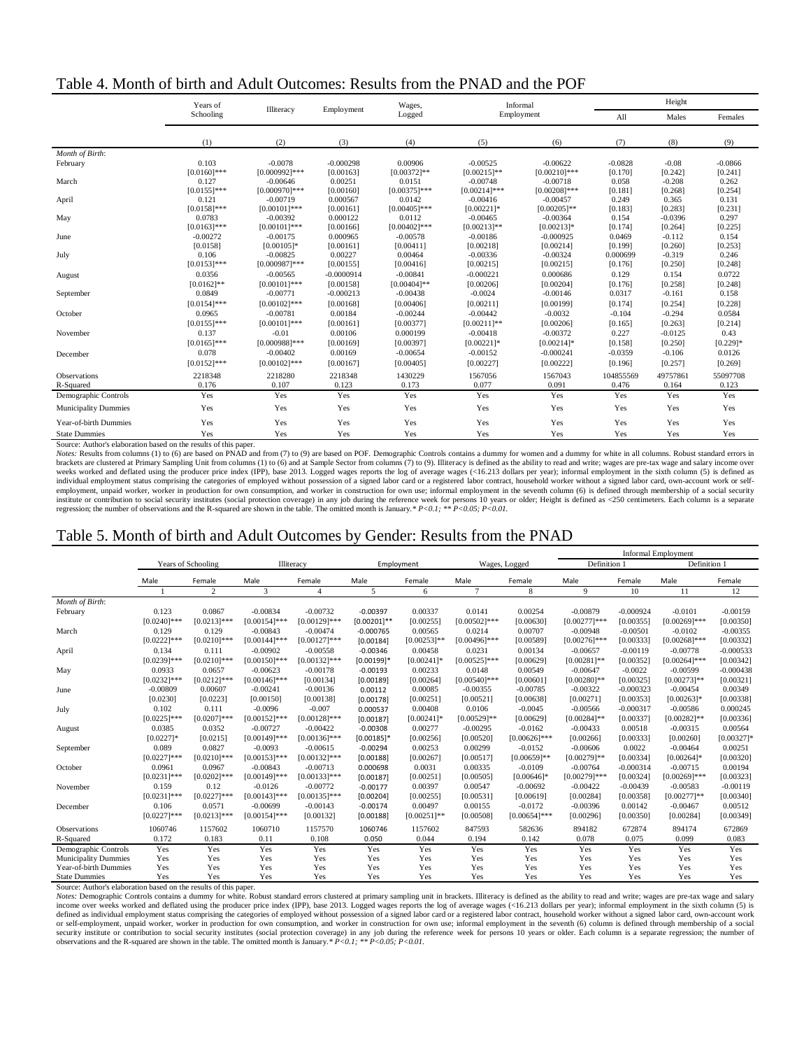## Table 4. Month of birth and Adult Outcomes: Results from the PNAD and the POF

| | Years of Schooling | Illiteracy | Employment | Wages, Logged | Informal Employment | | Height | | |
|---|---|---|---|---|---|---|---|---|---|
| | | | | | | | All | Males | Females |
| | (1) | (2) | (3) | (4) | (5) | (6) | (7) | (8) | (9) |
| *Month of Birth*: | | | | | | | | | |
| February | 0.103 | -0.0078 | -0.000298 | 0.00906 | -0.00525 | -0.00622 | -0.0828 | -0.08 | -0.0866 |
| | [0.0160]*** | [0.000992]*** | [0.00163] | [0.00372]** | [0.00215]** | [0.00210]*** | [0.170] | [0.242] | [0.241] |
| March | 0.127 | -0.00646 | 0.00251 | 0.0151 | -0.00748 | -0.00718 | 0.058 | -0.208 | 0.262 |
| | [0.0155]*** | [0.000970]*** | [0.00160] | [0.00375]*** | [0.00214]*** | [0.00208]*** | [0.181] | [0.268] | [0.254] |
| April | 0.121 | -0.00719 | 0.000567 | 0.0142 | -0.00416 | -0.00457 | 0.249 | 0.365 | 0.131 |
| | [0.0158]*** | [0.00101]*** | [0.00161] | [0.00405]*** | [0.00221]* | [0.00205]** | [0.183] | [0.283] | [0.231] |
| May | 0.0783 | -0.00392 | 0.000122 | 0.0112 | -0.00465 | -0.00364 | 0.154 | -0.0396 | 0.297 |
| | [0.0163]*** | [0.00101]*** | [0.00166] | [0.00402]*** | [0.00213]** | [0.00213]* | [0.174] | [0.264] | [0.225] |
| June | -0.00272 | -0.00175 | 0.000965 | -0.00578 | -0.00186 | -0.000925 | 0.0469 | -0.112 | 0.154 |
| | [0.0158] | [0.00105]* | [0.00161] | [0.00411] | [0.00218] | [0.00214] | [0.199] | [0.260] | [0.253] |
| July | 0.106 | -0.00825 | 0.00227 | 0.00464 | -0.00336 | -0.00324 | 0.000699 | -0.319 | 0.246 |
| | [0.0153]*** | [0.000987]*** | [0.00155] | [0.00416] | [0.00215] | [0.00215] | [0.176] | [0.250] | [0.248] |
| August | 0.0356 | -0.00565 | -0.0000914 | -0.00841 | -0.000221 | 0.000686 | 0.129 | 0.154 | 0.0722 |
| | [0.0162]** | [0.00101]*** | [0.00158] | [0.00404]** | [0.00206] | [0.00204] | [0.176] | [0.258] | [0.248] |
| September | 0.0849 | -0.00771 | -0.000213 | -0.00438 | -0.0024 | -0.00146 | 0.0317 | -0.161 | 0.158 |
| | [0.0154]*** | [0.00102]*** | [0.00168] | [0.00406] | [0.00211] | [0.00199] | [0.174] | [0.254] | [0.228] |
| October | 0.0965 | -0.00781 | 0.00184 | -0.00244 | -0.00442 | -0.0032 | -0.104 | -0.294 | 0.0584 |
| | [0.0155]*** | [0.00101]*** | [0.00161] | [0.00377] | [0.00211]** | [0.00206] | [0.165] | [0.263] | [0.214] |
| November | 0.137 | -0.01 | 0.00106 | 0.000199 | -0.00418 | -0.00372 | 0.227 | -0.0125 | 0.43 |
| | [0.0165]*** | [0.000988]*** | [0.00169] | [0.00397] | [0.00221]* | [0.00214]* | [0.158] | [0.250] | [0.229]* |
| December | 0.078 | -0.00402 | 0.00169 | -0.00654 | -0.00152 | -0.000241 | -0.0359 | -0.106 | 0.0126 |
| | [0.0152]*** | [0.00102]*** | [0.00167] | [0.00405] | [0.00227] | [0.00222] | [0.196] | [0.257] | [0.269] |
| Observations | 2218348 | 2218280 | 2218348 | 1430229 | 1567056 | 1567043 | 104855569 | 49757861 | 55097708 |
| R-Squared | 0.176 | 0.107 | 0.123 | 0.173 | 0.077 | 0.091 | 0.476 | 0.164 | 0.123 |
| Demographic Controls | Yes | Yes | Yes | Yes | Yes | Yes | Yes | Yes | Yes |
| Municipality Dummies | Yes | Yes | Yes | Yes | Yes | Yes | Yes | Yes | Yes |
| Year-of-birth Dummies | Yes | Yes | Yes | Yes | Yes | Yes | Yes | Yes | Yes |
| State Dummies | Yes | Yes | Yes | Yes | Yes | Yes | Yes | Yes | Yes |

Source: Author's elaboration based on the results of this paper.

*Notes:* Results from columns (1) to (6) are based on PNAD and from (7) to (9) are based on POF. Demographic Controls contains a dummy for women and a dummy for white in all columns. Robust standard errors in brackets are clustered at Primary Sampling Unit from columns (1) to (6) and at Sample Sector from columns (7) to (9). Illiteracy is defined as the ability to read and write; wages are pre-tax wage and salary income over weeks worked and deflated using the producer price index (IPP), base 2013. Logged wages reports the log of average wages (<16.213 dollars per year); informal employment in the sixth column (5) is defined as individual employment status comprising the categories of employed without possession of a signed labor card or a registered labor contract, household worker without a signed labor card, own-account work or self-employment, unpaid worker, worker in production for own consumption, and worker in construction for own use; informal employment in the seventh column (6) is defined through membership of a social security institute or contribution to social security institutes (social protection coverage) in any job during the reference week for persons 10 years or older; Height is defined as <250 centimeters. Each column is a separate regression; the number of observations and the R-squared are shown in the table. The omitted month is January.* *P<0.1; \*\* P<0.05; P<0.01.*

## Table 5. Month of birth and Adult Outcomes by Gender: Results from the PNAD

| | Years of Schooling | | Illiteracy | | Employment | | Wages, Logged | | Informal Employment | | | |
|---|---|---|---|---|---|---|---|---|---|---|---|---|
| | | | | | | | | | Definition 1 | | Definition 1 | |
| | Male | Female | Male | Female | Male | Female | Male | Female | Male | Female | Male | Female |
| | 1 | 2 | 3 | 4 | 5 | 6 | 7 | 8 | 9 | 10 | 11 | 12 |
| *Month of Birth*: | | | | | | | | | | | | |
| February | 0.123 | 0.0867 | -0.00834 | -0.00732 | -0.00397 | 0.00337 | 0.0141 | 0.00254 | -0.00879 | -0.000924 | -0.0101 | -0.00159 |
| | [0.0240]*** | [0.0213]*** | [0.00154]*** | [0.00129]*** | [0.00201]** | [0.00255] | [0.00502]*** | [0.00630] | [0.00277]*** | [0.00355] | [0.00269]*** | [0.00350] |
| March | 0.129 | 0.129 | -0.00843 | -0.00474 | -0.000765 | 0.00565 | 0.0214 | 0.00707 | -0.00948 | -0.00501 | -0.0102 | -0.00355 |
| | [0.0222]*** | [0.0210]*** | [0.00144]*** | [0.00127]*** | [0.00184] | [0.00253]** | [0.00496]*** | [0.00589] | [0.00276]*** | [0.00333] | [0.00268]*** | [0.00332] |
| April | 0.134 | 0.111 | -0.00902 | -0.00558 | -0.00346 | 0.00458 | 0.0231 | 0.00134 | -0.00657 | -0.00119 | -0.00778 | -0.000533 |
| | [0.0239]*** | [0.0210]*** | [0.00150]*** | [0.00132]*** | [0.00199]* | [0.00241]* | [0.00525]*** | [0.00629] | [0.00281]** | [0.00352] | [0.00264]*** | [0.00342] |
| May | 0.0933 | 0.0657 | -0.00623 | -0.00178 | -0.00193 | 0.00233 | 0.0148 | 0.00549 | -0.00647 | -0.0022 | -0.00599 | -0.000438 |
| | [0.0232]*** | [0.0212]*** | [0.00146]*** | [0.00134] | [0.00189] | [0.00264] | [0.00540]*** | [0.00601] | [0.00280]** | [0.00325] | [0.00273]** | [0.00321] |
| June | -0.00809 | 0.00607 | -0.00241 | -0.00136 | 0.00112 | 0.00085 | -0.00355 | -0.00785 | -0.00322 | -0.000323 | -0.00454 | 0.00349 |
| | [0.0230] | [0.0223] | [0.00150] | [0.00138] | [0.00178] | [0.00251] | [0.00521] | [0.00638] | [0.00271] | [0.00353] | [0.00263]* | [0.00338] |
| July | 0.102 | 0.111 | -0.0096 | -0.007 | 0.000537 | 0.00408 | 0.0106 | -0.0045 | -0.00566 | -0.000317 | -0.00586 | 0.000245 |
| | [0.0225]*** | [0.0207]*** | [0.00152]*** | [0.00128]*** | [0.00187] | [0.00241]* | [0.00529]** | [0.00629] | [0.00284]** | [0.00337] | [0.00282]** | [0.00336] |
| August | 0.0385 | 0.0352 | -0.00727 | -0.00422 | -0.00308 | 0.00277 | -0.00295 | -0.0162 | -0.00433 | 0.00518 | -0.00315 | 0.00564 |
| | [0.0227]* | [0.0215] | [0.00149]*** | [0.00136]*** | [0.00185]* | [0.00256] | [0.00520] | [0.00626]*** | [0.00266] | [0.00333] | [0.00260] | [0.00327]* |
| September | 0.089 | 0.0827 | -0.0093 | -0.00615 | -0.00294 | 0.00253 | 0.00299 | -0.0152 | -0.00606 | 0.0022 | -0.00464 | 0.00251 |
| | [0.0227]*** | [0.0210]*** | [0.00153]*** | [0.00132]*** | [0.00188] | [0.00267] | [0.00517] | [0.00659]** | [0.00279]** | [0.00334] | [0.00264]* | [0.00320] |
| October | 0.0961 | 0.0967 | -0.00843 | -0.00713 | 0.000698 | 0.0031 | 0.00335 | -0.0109 | -0.00764 | -0.000314 | -0.00715 | 0.00194 |
| | [0.0231]*** | [0.0202]*** | [0.00149]*** | [0.00133]*** | [0.00187] | [0.00251] | [0.00505] | [0.00646]* | [0.00279]*** | [0.00324] | [0.00269]*** | [0.00323] |
| November | 0.159 | 0.12 | -0.0126 | -0.00772 | -0.00177 | 0.00397 | 0.00547 | -0.00692 | -0.00422 | -0.00439 | -0.00583 | -0.00119 |
| | [0.0231]*** | [0.0227]*** | [0.00143]*** | [0.00135]*** | [0.00204] | [0.00255] | [0.00531] | [0.00619] | [0.00284] | [0.00358] | [0.00277]** | [0.00340] |
| December | 0.106 | 0.0571 | -0.00699 | -0.00143 | -0.00174 | 0.00497 | 0.00155 | -0.0172 | -0.00396 | 0.00142 | -0.00467 | 0.00512 |
| | [0.0227]*** | [0.0213]*** | [0.00154]*** | [0.00132] | [0.00188] | [0.00251]** | [0.00508] | [0.00654]*** | [0.00296] | [0.00350] | [0.00284] | [0.00349] |
| Observations | 1060746 | 1157602 | 1060710 | 1157570 | 1060746 | 1157602 | 847593 | 582636 | 894182 | 672874 | 894174 | 672869 |
| R-Squared | 0.172 | 0.183 | 0.11 | 0.108 | 0.050 | 0.044 | 0.194 | 0.142 | 0.078 | 0.075 | 0.099 | 0.083 |
| Demographic Controls | Yes | Yes | Yes | Yes | Yes | Yes | Yes | Yes | Yes | Yes | Yes | Yes |
| Municipality Dummies | Yes | Yes | Yes | Yes | Yes | Yes | Yes | Yes | Yes | Yes | Yes | Yes |
| Year-of-birth Dummies | Yes | Yes | Yes | Yes | Yes | Yes | Yes | Yes | Yes | Yes | Yes | Yes |
| State Dummies | Yes | Yes | Yes | Yes | Yes | Yes | Yes | Yes | Yes | Yes | Yes | Yes |

Source: Author's elaboration based on the results of this paper.

*Notes:* Demographic Controls contains a dummy for white. Robust standard errors clustered at primary sampling unit in brackets. Illiteracy is defined as the ability to read and write; wages are pre-tax wage and salary income over weeks worked and deflated using the producer price index (IPP), base 2013. Logged wages reports the log of average wages (<16.213 dollars per year); informal employment in the sixth column (5) is defined as individual employment status comprising the categories of employed without possession of a signed labor card or a registered labor contract, household worker without a signed labor card, own-account work or self-employment, unpaid worker, worker in production for own consumption, and worker in construction for own use; informal employment in the seventh (6) column is defined through membership of a social security institute or contribution to social security institutes (social protection coverage) in any job during the reference week for persons 10 years or older. Each column is a separate regression; the number of observations and the R-squared are shown in the table. The omitted month is January.* *P<0.1; \*\* P<0.05; P<0.01.*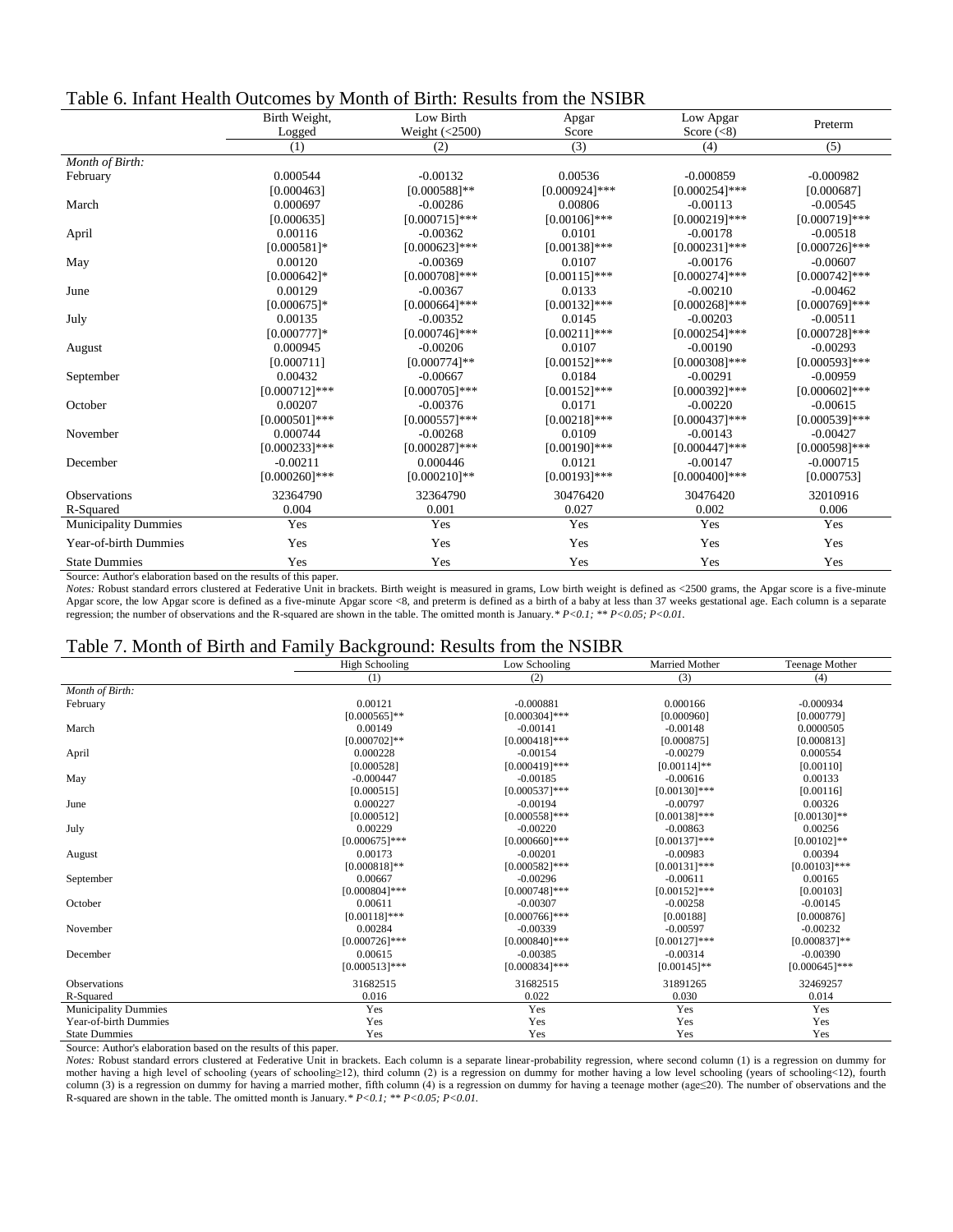## Table 6. Infant Health Outcomes by Month of Birth: Results from the NSIBR

| | Birth Weight, Logged | Low Birth Weight (<2500) | Apgar Score | Low Apgar Score (<8) | Preterm |
|---|---|---|---|---|---|
| | (1) | (2) | (3) | (4) | (5) |
| *Month of Birth:* | | | | | |
| February | 0.000544 | -0.00132 | 0.00536 | -0.000859 | -0.000982 |
| | [0.000463] | [0.000588]** | [0.000924]*** | [0.000254]*** | [0.000687] |
| March | 0.000697 | -0.00286 | 0.00806 | -0.00113 | -0.00545 |
| | [0.000635] | [0.000715]*** | [0.00106]*** | [0.000219]*** | [0.000719]*** |
| April | 0.00116 | -0.00362 | 0.0101 | -0.00178 | -0.00518 |
| | [0.000581]* | [0.000623]*** | [0.00138]*** | [0.000231]*** | [0.000726]*** |
| May | 0.00120 | -0.00369 | 0.0107 | -0.00176 | -0.00607 |
| | [0.000642]* | [0.000708]*** | [0.00115]*** | [0.000274]*** | [0.000742]*** |
| June | 0.00129 | -0.00367 | 0.0133 | -0.00210 | -0.00462 |
| | [0.000675]* | [0.000664]*** | [0.00132]*** | [0.000268]*** | [0.000769]*** |
| July | 0.00135 | -0.00352 | 0.0145 | -0.00203 | -0.00511 |
| | [0.000777]* | [0.000746]*** | [0.00211]*** | [0.000254]*** | [0.000728]*** |
| August | 0.000945 | -0.00206 | 0.0107 | -0.00190 | -0.00293 |
| | [0.000711] | [0.000774]** | [0.00152]*** | [0.000308]*** | [0.000593]*** |
| September | 0.00432 | -0.00667 | 0.0184 | -0.00291 | -0.00959 |
| | [0.000712]*** | [0.000705]*** | [0.00152]*** | [0.000392]*** | [0.000602]*** |
| October | 0.00207 | -0.00376 | 0.0171 | -0.00220 | -0.00615 |
| | [0.000501]*** | [0.000557]*** | [0.00218]*** | [0.000437]*** | [0.000539]*** |
| November | 0.000744 | -0.00268 | 0.0109 | -0.00143 | -0.00427 |
| | [0.000233]*** | [0.000287]*** | [0.00190]*** | [0.000447]*** | [0.000598]*** |
| December | -0.00211 | 0.000446 | 0.0121 | -0.00147 | -0.000715 |
| | [0.000260]*** | [0.000210]** | [0.00193]*** | [0.000400]*** | [0.000753] |
| Observations | 32364790 | 32364790 | 30476420 | 30476420 | 32010916 |
| R-Squared | 0.004 | 0.001 | 0.027 | 0.002 | 0.006 |
| Municipality Dummies | Yes | Yes | Yes | Yes | Yes |
| Year-of-birth Dummies | Yes | Yes | Yes | Yes | Yes |
| State Dummies | Yes | Yes | Yes | Yes | Yes |

Source: Author's elaboration based on the results of this paper.

*Notes:* Robust standard errors clustered at Federative Unit in brackets. Birth weight is measured in grams, Low birth weight is defined as <2500 grams, the Apgar score is a five-minute Apgar score, the low Apgar score is defined as a five-minute Apgar score <8, and preterm is defined as a birth of a baby at less than 37 weeks gestational age. Each column is a separate regression; the number of observations and the R-squared are shown in the table. The omitted month is January.* *P<0.1; ** P<0.05; P<0.01.*

## Table 7. Month of Birth and Family Background: Results from the NSIBR

| | High Schooling | Low Schooling | Married Mother | Teenage Mother |
|---|---|---|---|---|
| | (1) | (2) | (3) | (4) |
| *Month of Birth:* | | | | |
| February | 0.00121 | -0.000881 | 0.000166 | -0.000934 |
| | [0.000565]** | [0.000304]*** | [0.000960] | [0.000779] |
| March | 0.00149 | -0.00141 | -0.00148 | 0.0000505 |
| | [0.000702]** | [0.000418]*** | [0.000875] | [0.000813] |
| April | 0.000228 | -0.00154 | -0.00279 | 0.000554 |
| | [0.000528] | [0.000419]*** | [0.00114]** | [0.00110] |
| May | -0.000447 | -0.00185 | -0.00616 | 0.00133 |
| | [0.000515] | [0.000537]*** | [0.00130]*** | [0.00116] |
| June | 0.000227 | -0.00194 | -0.00797 | 0.00326 |
| | [0.000512] | [0.000558]*** | [0.00138]*** | [0.00130]** |
| July | 0.00229 | -0.00220 | -0.00863 | 0.00256 |
| | [0.000675]*** | [0.000660]*** | [0.00137]*** | [0.00102]** |
| August | 0.00173 | -0.00201 | -0.00983 | 0.00394 |
| | [0.000818]** | [0.000582]*** | [0.00131]*** | [0.00103]*** |
| September | 0.00667 | -0.00296 | -0.00611 | 0.00165 |
| | [0.000804]*** | [0.000748]*** | [0.00152]*** | [0.00103] |
| October | 0.00611 | -0.00307 | -0.00258 | -0.00145 |
| | [0.00118]*** | [0.000766]*** | [0.00188] | [0.000876] |
| November | 0.00284 | -0.00339 | -0.00597 | -0.00232 |
| | [0.000726]*** | [0.000840]*** | [0.00127]*** | [0.000837]** |
| December | 0.00615 | -0.00385 | -0.00314 | -0.00390 |
| | [0.000513]*** | [0.000834]*** | [0.00145]** | [0.000645]*** |
| Observations | 31682515 | 31682515 | 31891265 | 32469257 |
| R-Squared | 0.016 | 0.022 | 0.030 | 0.014 |
| Municipality Dummies | Yes | Yes | Yes | Yes |
| Year-of-birth Dummies | Yes | Yes | Yes | Yes |
| State Dummies | Yes | Yes | Yes | Yes |

Source: Author's elaboration based on the results of this paper.

*Notes:* Robust standard errors clustered at Federative Unit in brackets. Each column is a separate linear-probability regression, where second column (1) is a regression on dummy for mother having a high level of schooling (years of schooling≥12), third column (2) is a regression on dummy for mother having a low level schooling (years of schooling<12), fourth column (3) is a regression on dummy for having a married mother, fifth column (4) is a regression on dummy for having a teenage mother (age≤20). The number of observations and the R-squared are shown in the table. The omitted month is January.* *P<0.1; ** P<0.05; P<0.01.*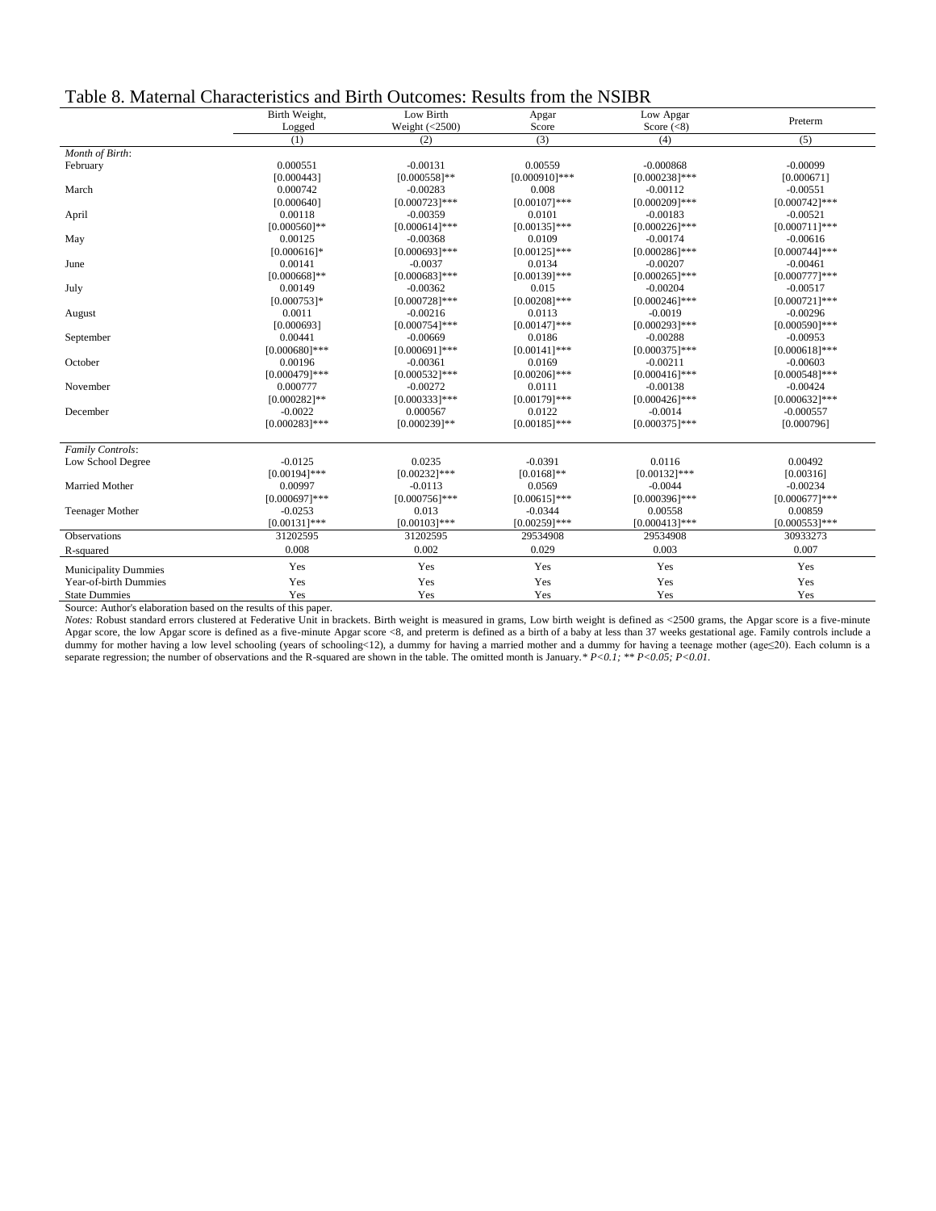# Table 8. Maternal Characteristics and Birth Outcomes: Results from the NSIBR

| | Birth Weight, Logged | Low Birth Weight (<2500) | Apgar Score | Low Apgar Score (<8) | Preterm |
|---|---|---|---|---|---|
| | (1) | (2) | (3) | (4) | (5) |
| *Month of Birth*: | | | | | |
| February | 0.000551 | -0.00131 | 0.00559 | -0.000868 | -0.00099 |
| | [0.000443] | [0.000558]** | [0.000910]*** | [0.000238]*** | [0.000671] |
| March | 0.000742 | -0.00283 | 0.008 | -0.00112 | -0.00551 |
| | [0.000640] | [0.000723]*** | [0.00107]*** | [0.000209]*** | [0.000742]*** |
| April | 0.00118 | -0.00359 | 0.0101 | -0.00183 | -0.00521 |
| | [0.000560]** | [0.000614]*** | [0.00135]*** | [0.000226]*** | [0.000711]*** |
| May | 0.00125 | -0.00368 | 0.0109 | -0.00174 | -0.00616 |
| | [0.000616]* | [0.000693]*** | [0.00125]*** | [0.000286]*** | [0.000744]*** |
| June | 0.00141 | -0.0037 | 0.0134 | -0.00207 | -0.00461 |
| | [0.000668]** | [0.000683]*** | [0.00139]*** | [0.000265]*** | [0.000777]*** |
| July | 0.00149 | -0.00362 | 0.015 | -0.00204 | -0.00517 |
| | [0.000753]* | [0.000728]*** | [0.00208]*** | [0.000246]*** | [0.000721]*** |
| August | 0.0011 | -0.00216 | 0.0113 | -0.0019 | -0.00296 |
| | [0.000693] | [0.000754]*** | [0.00147]*** | [0.000293]*** | [0.000590]*** |
| September | 0.00441 | -0.00669 | 0.0186 | -0.00288 | -0.00953 |
| | [0.000680]*** | [0.000691]*** | [0.00141]*** | [0.000375]*** | [0.000618]*** |
| October | 0.00196 | -0.00361 | 0.0169 | -0.00211 | -0.00603 |
| | [0.000479]*** | [0.000532]*** | [0.00206]*** | [0.000416]*** | [0.000548]*** |
| November | 0.000777 | -0.00272 | 0.0111 | -0.00138 | -0.00424 |
| | [0.000282]** | [0.000333]*** | [0.00179]*** | [0.000426]*** | [0.000632]*** |
| December | -0.0022 | 0.000567 | 0.0122 | -0.0014 | -0.000557 |
| | [0.000283]*** | [0.000239]** | [0.00185]*** | [0.000375]*** | [0.000796] |
| *Family Controls*: | | | | | |
| Low School Degree | -0.0125 | 0.0235 | -0.0391 | 0.0116 | 0.00492 |
| | [0.00194]*** | [0.00232]*** | [0.0168]** | [0.00132]*** | [0.00316] |
| Married Mother | 0.00997 | -0.0113 | 0.0569 | -0.0044 | -0.00234 |
| | [0.000697]*** | [0.000756]*** | [0.00615]*** | [0.000396]*** | [0.000677]*** |
| Teenager Mother | -0.0253 | 0.013 | -0.0344 | 0.00558 | 0.00859 |
| | [0.00131]*** | [0.00103]*** | [0.00259]*** | [0.000413]*** | [0.000553]*** |
| Observations | 31202595 | 31202595 | 29534908 | 29534908 | 30933273 |
| R-squared | 0.008 | 0.002 | 0.029 | 0.003 | 0.007 |
| Municipality Dummies | Yes | Yes | Yes | Yes | Yes |
| Year-of-birth Dummies | Yes | Yes | Yes | Yes | Yes |
| State Dummies | Yes | Yes | Yes | Yes | Yes |

Source: Author's elaboration based on the results of this paper.

*Notes:* Robust standard errors clustered at Federative Unit in brackets. Birth weight is measured in grams, Low birth weight is defined as <2500 grams, the Apgar score is a five-minute Apgar score, the low Apgar score is defined as a five-minute Apgar score <8, and preterm is defined as a birth of a baby at less than 37 weeks gestational age. Family controls include a dummy for mother having a low level schooling (years of schooling<12), a dummy for having a married mother and a dummy for having a teenage mother (age≤20). Each column is a separate regression; the number of observations and the R-squared are shown in the table. The omitted month is January. *\* P<0.1; \*\* P<0.05; P<0.01.*